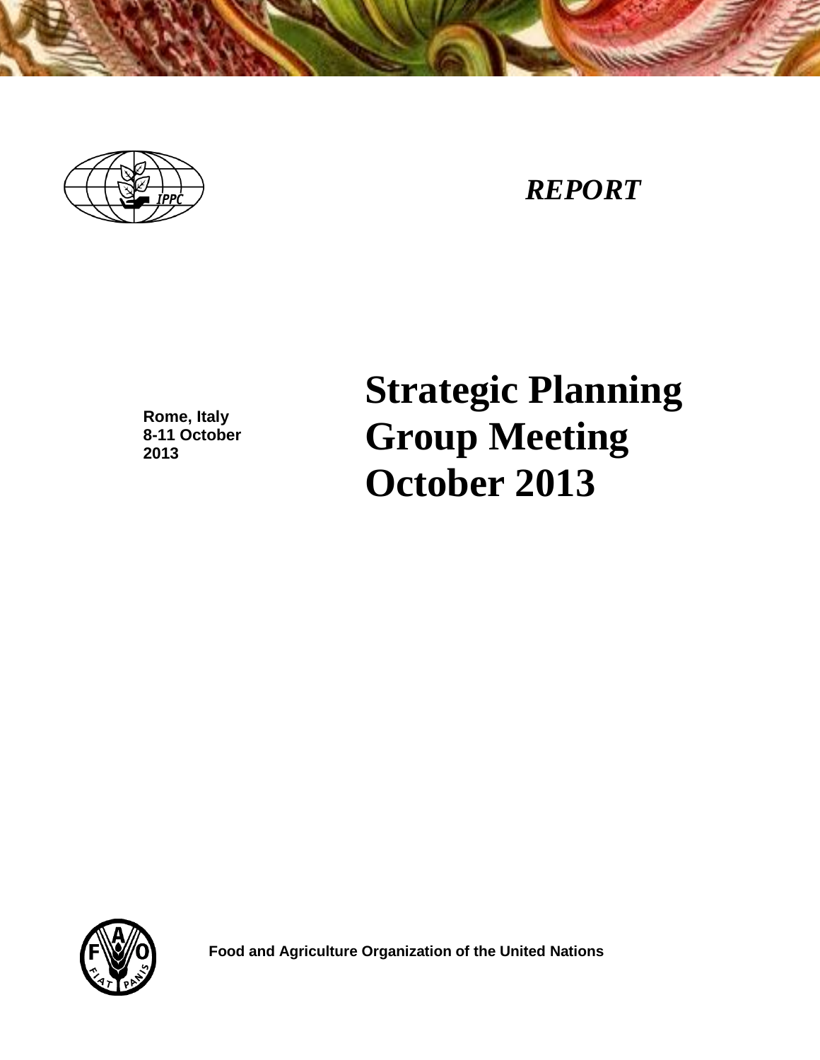*REPORT*

Rome, Italy
8-11 October
2013

# Strategic Planning Group Meeting October 2013

**Food and Agriculture Organization of the United Nations**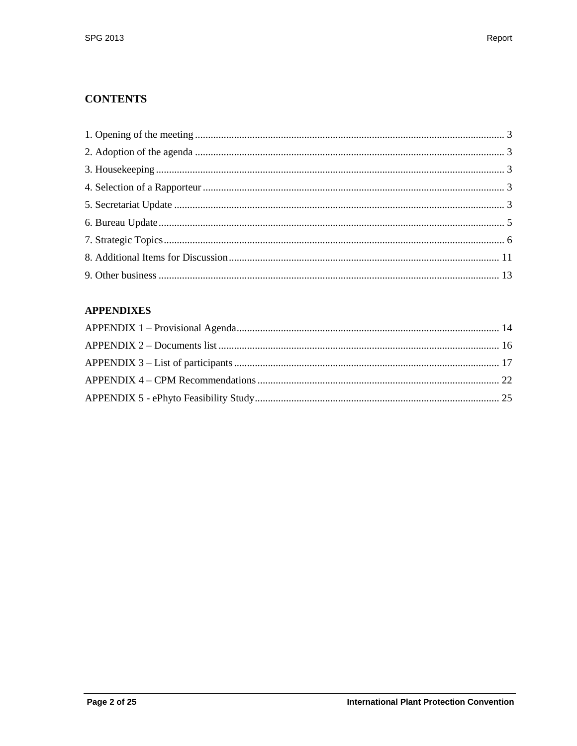## CONTENTS

1. Opening of the meeting ........................................................................................................ 3
2. Adoption of the agenda ........................................................................................................ 3
3. Housekeeping ........................................................................................................ 3
4. Selection of a Rapporteur ........................................................................................................ 3
5. Secretariat Update ........................................................................................................ 3
6. Bureau Update ........................................................................................................ 5
7. Strategic Topics ........................................................................................................ 6
8. Additional Items for Discussion ........................................................................................................ 11
9. Other business ........................................................................................................ 13

## APPENDIXES

APPENDIX 1 – Provisional Agenda ........................................................................................................ 14
APPENDIX 2 – Documents list ........................................................................................................ 16
APPENDIX 3 – List of participants ........................................................................................................ 17
APPENDIX 4 – CPM Recommendations ........................................................................................................ 22
APPENDIX 5 - ePhyto Feasibility Study ........................................................................................................ 25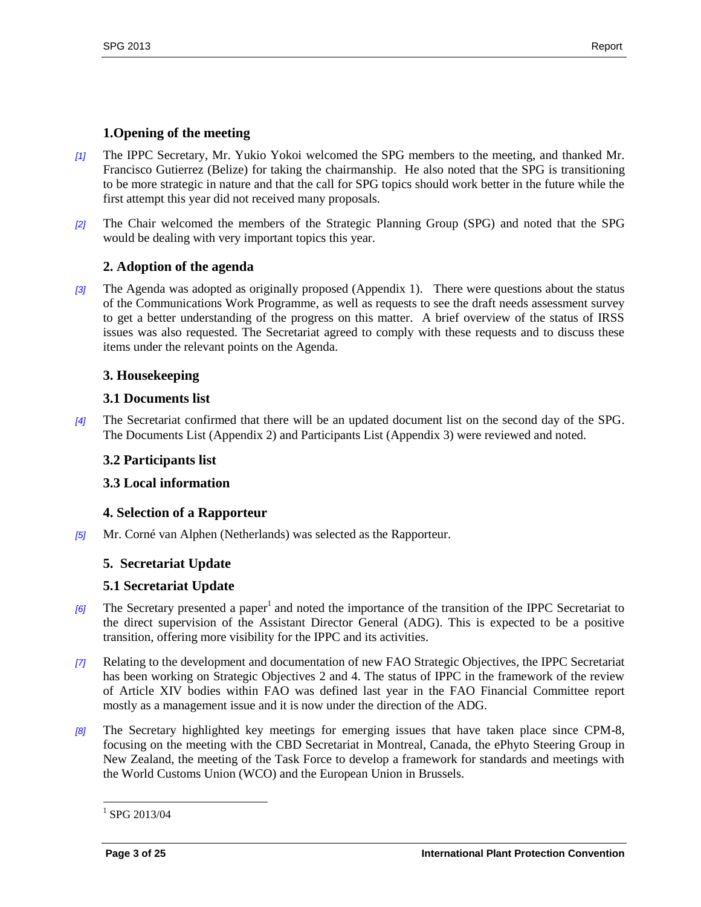## 1.Opening of the meeting

[1] The IPPC Secretary, Mr. Yukio Yokoi welcomed the SPG members to the meeting, and thanked Mr. Francisco Gutierrez (Belize) for taking the chairmanship. He also noted that the SPG is transitioning to be more strategic in nature and that the call for SPG topics should work better in the future while the first attempt this year did not received many proposals.

[2] The Chair welcomed the members of the Strategic Planning Group (SPG) and noted that the SPG would be dealing with very important topics this year.

## 2. Adoption of the agenda

[3] The Agenda was adopted as originally proposed (Appendix 1). There were questions about the status of the Communications Work Programme, as well as requests to see the draft needs assessment survey to get a better understanding of the progress on this matter. A brief overview of the status of IRSS issues was also requested. The Secretariat agreed to comply with these requests and to discuss these items under the relevant points on the Agenda.

## 3. Housekeeping

### 3.1 Documents list

[4] The Secretariat confirmed that there will be an updated document list on the second day of the SPG. The Documents List (Appendix 2) and Participants List (Appendix 3) were reviewed and noted.

### 3.2 Participants list

### 3.3 Local information

## 4. Selection of a Rapporteur

[5] Mr. Corné van Alphen (Netherlands) was selected as the Rapporteur.

## 5. Secretariat Update

### 5.1 Secretariat Update

[6] The Secretary presented a paper[1] and noted the importance of the transition of the IPPC Secretariat to the direct supervision of the Assistant Director General (ADG). This is expected to be a positive transition, offering more visibility for the IPPC and its activities.

[7] Relating to the development and documentation of new FAO Strategic Objectives, the IPPC Secretariat has been working on Strategic Objectives 2 and 4. The status of IPPC in the framework of the review of Article XIV bodies within FAO was defined last year in the FAO Financial Committee report mostly as a management issue and it is now under the direction of the ADG.

[8] The Secretary highlighted key meetings for emerging issues that have taken place since CPM-8, focusing on the meeting with the CBD Secretariat in Montreal, Canada, the ePhyto Steering Group in New Zealand, the meeting of the Task Force to develop a framework for standards and meetings with the World Customs Union (WCO) and the European Union in Brussels.

---

[1] SPG 2013/04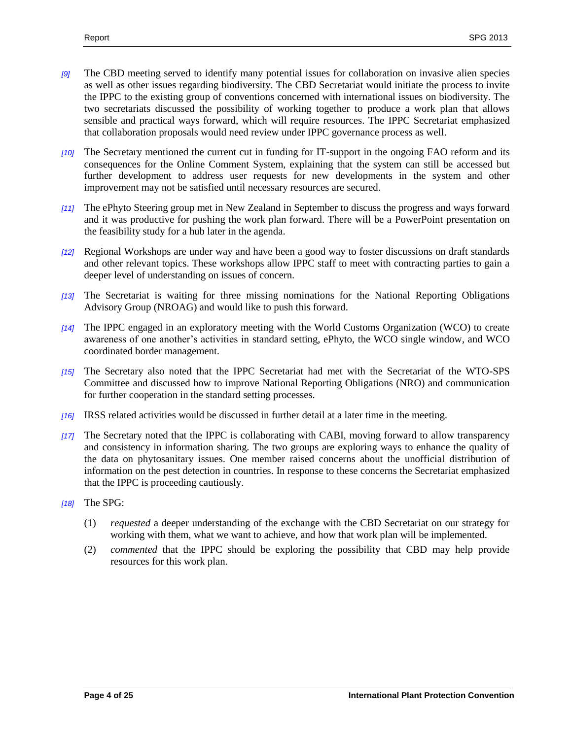[9] The CBD meeting served to identify many potential issues for collaboration on invasive alien species as well as other issues regarding biodiversity. The CBD Secretariat would initiate the process to invite the IPPC to the existing group of conventions concerned with international issues on biodiversity. The two secretariats discussed the possibility of working together to produce a work plan that allows sensible and practical ways forward, which will require resources. The IPPC Secretariat emphasized that collaboration proposals would need review under IPPC governance process as well.

[10] The Secretary mentioned the current cut in funding for IT-support in the ongoing FAO reform and its consequences for the Online Comment System, explaining that the system can still be accessed but further development to address user requests for new developments in the system and other improvement may not be satisfied until necessary resources are secured.

[11] The ePhyto Steering group met in New Zealand in September to discuss the progress and ways forward and it was productive for pushing the work plan forward. There will be a PowerPoint presentation on the feasibility study for a hub later in the agenda.

[12] Regional Workshops are under way and have been a good way to foster discussions on draft standards and other relevant topics. These workshops allow IPPC staff to meet with contracting parties to gain a deeper level of understanding on issues of concern.

[13] The Secretariat is waiting for three missing nominations for the National Reporting Obligations Advisory Group (NROAG) and would like to push this forward.

[14] The IPPC engaged in an exploratory meeting with the World Customs Organization (WCO) to create awareness of one another's activities in standard setting, ePhyto, the WCO single window, and WCO coordinated border management.

[15] The Secretary also noted that the IPPC Secretariat had met with the Secretariat of the WTO-SPS Committee and discussed how to improve National Reporting Obligations (NRO) and communication for further cooperation in the standard setting processes.

[16] IRSS related activities would be discussed in further detail at a later time in the meeting.

[17] The Secretary noted that the IPPC is collaborating with CABI, moving forward to allow transparency and consistency in information sharing. The two groups are exploring ways to enhance the quality of the data on phytosanitary issues. One member raised concerns about the unofficial distribution of information on the pest detection in countries. In response to these concerns the Secretariat emphasized that the IPPC is proceeding cautiously.

[18] The SPG:

(1) *requested* a deeper understanding of the exchange with the CBD Secretariat on our strategy for working with them, what we want to achieve, and how that work plan will be implemented.

(2) *commented* that the IPPC should be exploring the possibility that CBD may help provide resources for this work plan.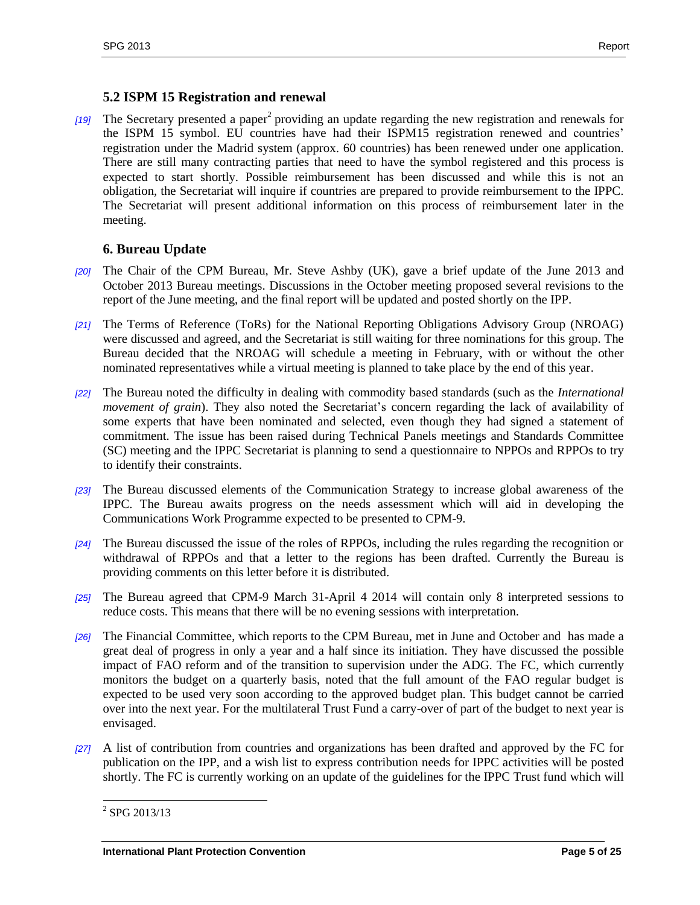### 5.2 ISPM 15 Registration and renewal

*[19]* The Secretary presented a paper[2] providing an update regarding the new registration and renewals for the ISPM 15 symbol. EU countries have had their ISPM15 registration renewed and countries' registration under the Madrid system (approx. 60 countries) has been renewed under one application. There are still many contracting parties that need to have the symbol registered and this process is expected to start shortly. Possible reimbursement has been discussed and while this is not an obligation, the Secretariat will inquire if countries are prepared to provide reimbursement to the IPPC. The Secretariat will present additional information on this process of reimbursement later in the meeting.

### 6. Bureau Update

*[20]* The Chair of the CPM Bureau, Mr. Steve Ashby (UK), gave a brief update of the June 2013 and October 2013 Bureau meetings. Discussions in the October meeting proposed several revisions to the report of the June meeting, and the final report will be updated and posted shortly on the IPP.

*[21]* The Terms of Reference (ToRs) for the National Reporting Obligations Advisory Group (NROAG) were discussed and agreed, and the Secretariat is still waiting for three nominations for this group. The Bureau decided that the NROAG will schedule a meeting in February, with or without the other nominated representatives while a virtual meeting is planned to take place by the end of this year.

*[22]* The Bureau noted the difficulty in dealing with commodity based standards (such as the *International movement of grain*). They also noted the Secretariat's concern regarding the lack of availability of some experts that have been nominated and selected, even though they had signed a statement of commitment. The issue has been raised during Technical Panels meetings and Standards Committee (SC) meeting and the IPPC Secretariat is planning to send a questionnaire to NPPOs and RPPOs to try to identify their constraints.

*[23]* The Bureau discussed elements of the Communication Strategy to increase global awareness of the IPPC. The Bureau awaits progress on the needs assessment which will aid in developing the Communications Work Programme expected to be presented to CPM-9.

*[24]* The Bureau discussed the issue of the roles of RPPOs, including the rules regarding the recognition or withdrawal of RPPOs and that a letter to the regions has been drafted. Currently the Bureau is providing comments on this letter before it is distributed.

*[25]* The Bureau agreed that CPM-9 March 31-April 4 2014 will contain only 8 interpreted sessions to reduce costs. This means that there will be no evening sessions with interpretation.

*[26]* The Financial Committee, which reports to the CPM Bureau, met in June and October and has made a great deal of progress in only a year and a half since its initiation. They have discussed the possible impact of FAO reform and of the transition to supervision under the ADG. The FC, which currently monitors the budget on a quarterly basis, noted that the full amount of the FAO regular budget is expected to be used very soon according to the approved budget plan. This budget cannot be carried over into the next year. For the multilateral Trust Fund a carry-over of part of the budget to next year is envisaged.

*[27]* A list of contribution from countries and organizations has been drafted and approved by the FC for publication on the IPP, and a wish list to express contribution needs for IPPC activities will be posted shortly. The FC is currently working on an update of the guidelines for the IPPC Trust fund which will

[2] SPG 2013/13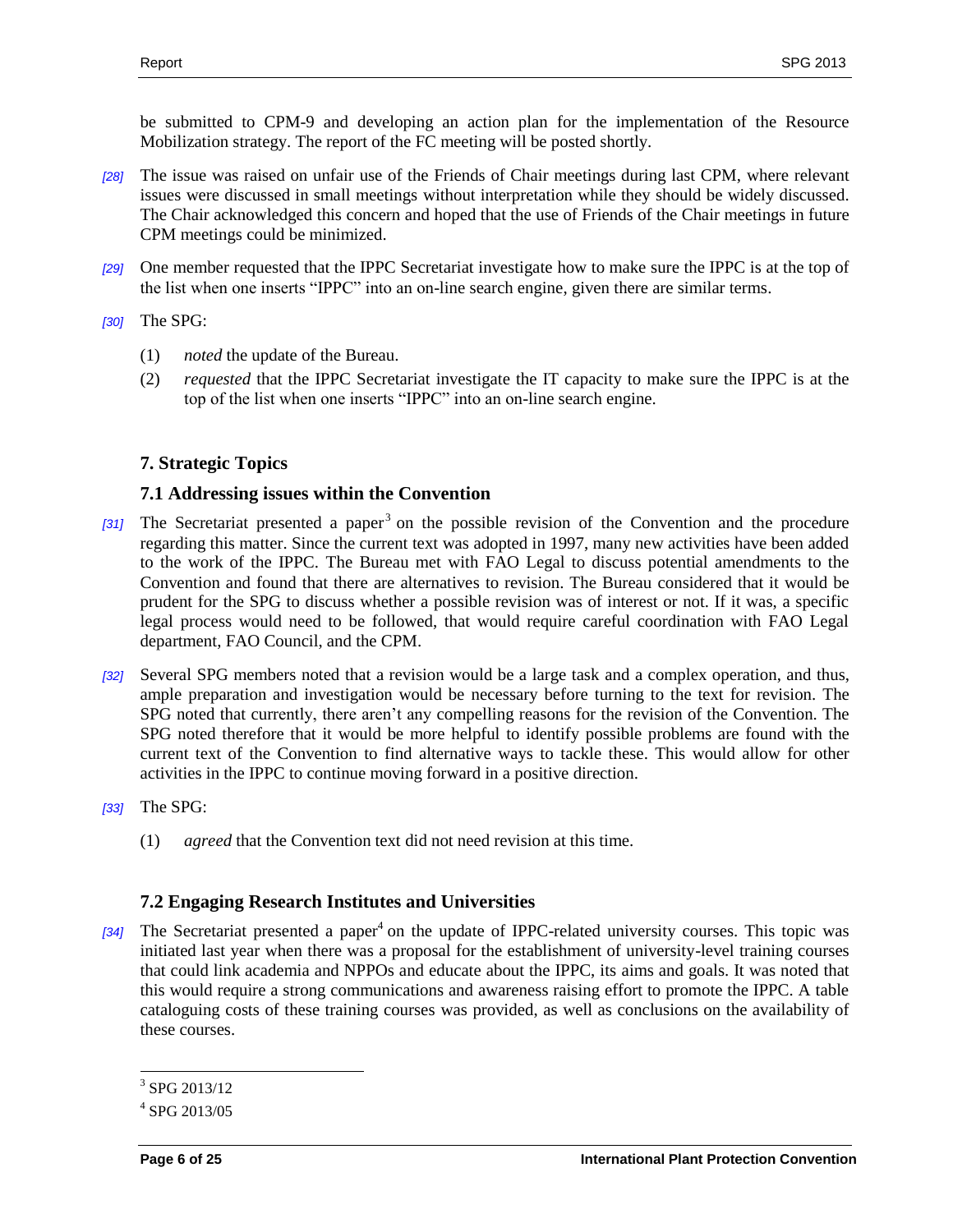be submitted to CPM-9 and developing an action plan for the implementation of the Resource Mobilization strategy. The report of the FC meeting will be posted shortly.

*[28]* The issue was raised on unfair use of the Friends of Chair meetings during last CPM, where relevant issues were discussed in small meetings without interpretation while they should be widely discussed. The Chair acknowledged this concern and hoped that the use of Friends of the Chair meetings in future CPM meetings could be minimized.

*[29]* One member requested that the IPPC Secretariat investigate how to make sure the IPPC is at the top of the list when one inserts "IPPC" into an on-line search engine, given there are similar terms.

*[30]* The SPG:

(1) *noted* the update of the Bureau.

(2) *requested* that the IPPC Secretariat investigate the IT capacity to make sure the IPPC is at the top of the list when one inserts "IPPC" into an on-line search engine.

## 7. Strategic Topics

### 7.1 Addressing issues within the Convention

*[31]* The Secretariat presented a paper[3] on the possible revision of the Convention and the procedure regarding this matter. Since the current text was adopted in 1997, many new activities have been added to the work of the IPPC. The Bureau met with FAO Legal to discuss potential amendments to the Convention and found that there are alternatives to revision. The Bureau considered that it would be prudent for the SPG to discuss whether a possible revision was of interest or not. If it was, a specific legal process would need to be followed, that would require careful coordination with FAO Legal department, FAO Council, and the CPM.

*[32]* Several SPG members noted that a revision would be a large task and a complex operation, and thus, ample preparation and investigation would be necessary before turning to the text for revision. The SPG noted that currently, there aren't any compelling reasons for the revision of the Convention. The SPG noted therefore that it would be more helpful to identify possible problems are found with the current text of the Convention to find alternative ways to tackle these. This would allow for other activities in the IPPC to continue moving forward in a positive direction.

*[33]* The SPG:

(1) *agreed* that the Convention text did not need revision at this time.

### 7.2 Engaging Research Institutes and Universities

*[34]* The Secretariat presented a paper[4] on the update of IPPC-related university courses. This topic was initiated last year when there was a proposal for the establishment of university-level training courses that could link academia and NPPOs and educate about the IPPC, its aims and goals. It was noted that this would require a strong communications and awareness raising effort to promote the IPPC. A table cataloguing costs of these training courses was provided, as well as conclusions on the availability of these courses.

---

[3] SPG 2013/12

[4] SPG 2013/05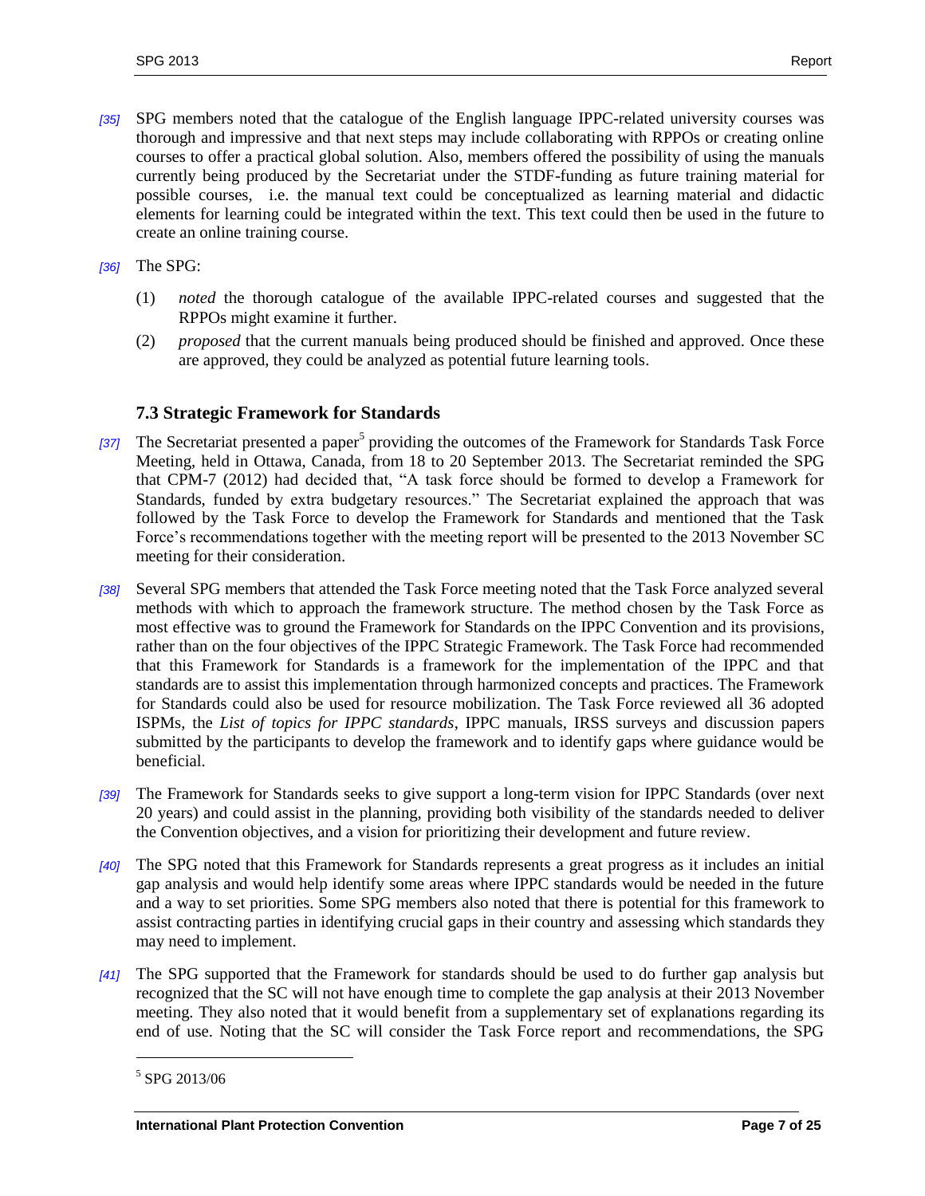[35] SPG members noted that the catalogue of the English language IPPC-related university courses was thorough and impressive and that next steps may include collaborating with RPPOs or creating online courses to offer a practical global solution. Also, members offered the possibility of using the manuals currently being produced by the Secretariat under the STDF-funding as future training material for possible courses, i.e. the manual text could be conceptualized as learning material and didactic elements for learning could be integrated within the text. This text could then be used in the future to create an online training course.

[36] The SPG:

(1) *noted* the thorough catalogue of the available IPPC-related courses and suggested that the RPPOs might examine it further.

(2) *proposed* that the current manuals being produced should be finished and approved. Once these are approved, they could be analyzed as potential future learning tools.

### 7.3 Strategic Framework for Standards

[37] The Secretariat presented a paper[5] providing the outcomes of the Framework for Standards Task Force Meeting, held in Ottawa, Canada, from 18 to 20 September 2013. The Secretariat reminded the SPG that CPM-7 (2012) had decided that, "A task force should be formed to develop a Framework for Standards, funded by extra budgetary resources." The Secretariat explained the approach that was followed by the Task Force to develop the Framework for Standards and mentioned that the Task Force's recommendations together with the meeting report will be presented to the 2013 November SC meeting for their consideration.

[38] Several SPG members that attended the Task Force meeting noted that the Task Force analyzed several methods with which to approach the framework structure. The method chosen by the Task Force as most effective was to ground the Framework for Standards on the IPPC Convention and its provisions, rather than on the four objectives of the IPPC Strategic Framework. The Task Force had recommended that this Framework for Standards is a framework for the implementation of the IPPC and that standards are to assist this implementation through harmonized concepts and practices. The Framework for Standards could also be used for resource mobilization. The Task Force reviewed all 36 adopted ISPMs, the *List of topics for IPPC standards*, IPPC manuals, IRSS surveys and discussion papers submitted by the participants to develop the framework and to identify gaps where guidance would be beneficial.

[39] The Framework for Standards seeks to give support a long-term vision for IPPC Standards (over next 20 years) and could assist in the planning, providing both visibility of the standards needed to deliver the Convention objectives, and a vision for prioritizing their development and future review.

[40] The SPG noted that this Framework for Standards represents a great progress as it includes an initial gap analysis and would help identify some areas where IPPC standards would be needed in the future and a way to set priorities. Some SPG members also noted that there is potential for this framework to assist contracting parties in identifying crucial gaps in their country and assessing which standards they may need to implement.

[41] The SPG supported that the Framework for standards should be used to do further gap analysis but recognized that the SC will not have enough time to complete the gap analysis at their 2013 November meeting. They also noted that it would benefit from a supplementary set of explanations regarding its end of use. Noting that the SC will consider the Task Force report and recommendations, the SPG

---

[5] SPG 2013/06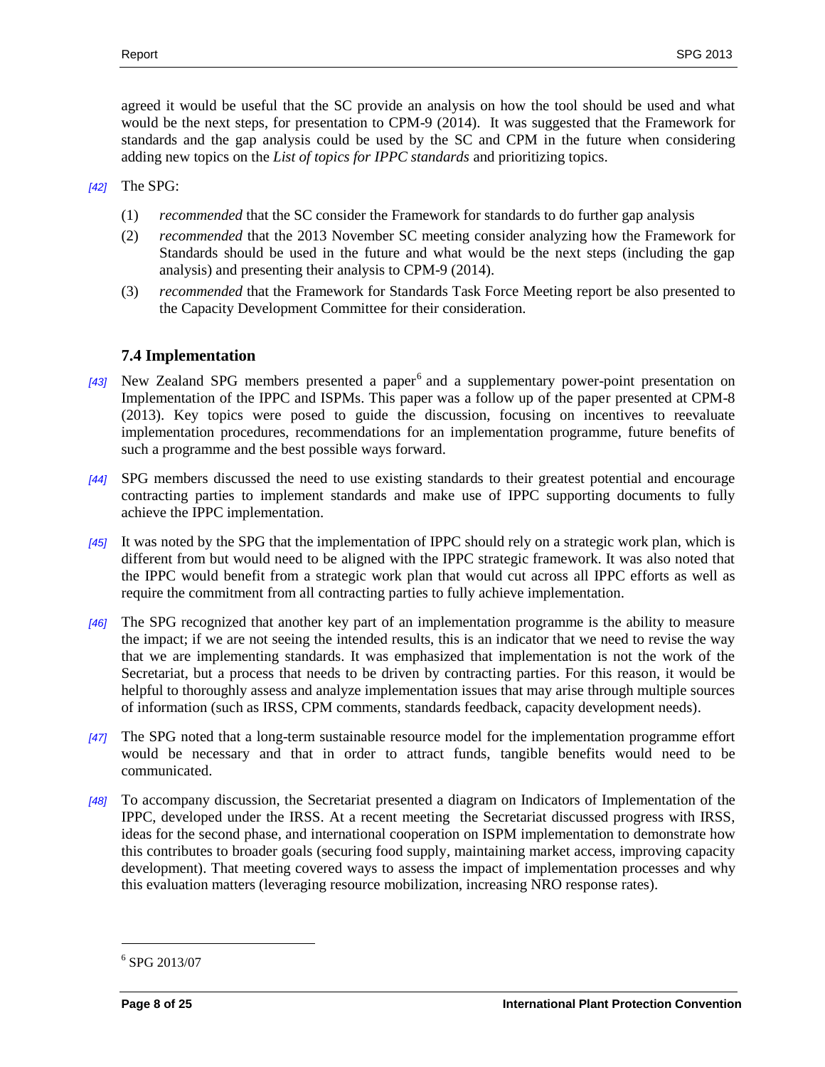agreed it would be useful that the SC provide an analysis on how the tool should be used and what would be the next steps, for presentation to CPM-9 (2014). It was suggested that the Framework for standards and the gap analysis could be used by the SC and CPM in the future when considering adding new topics on the *List of topics for IPPC standards* and prioritizing topics.

*[42]* The SPG:

(1) *recommended* that the SC consider the Framework for standards to do further gap analysis

(2) *recommended* that the 2013 November SC meeting consider analyzing how the Framework for Standards should be used in the future and what would be the next steps (including the gap analysis) and presenting their analysis to CPM-9 (2014).

(3) *recommended* that the Framework for Standards Task Force Meeting report be also presented to the Capacity Development Committee for their consideration.

### 7.4 Implementation

*[43]* New Zealand SPG members presented a paper[6] and a supplementary power-point presentation on Implementation of the IPPC and ISPMs. This paper was a follow up of the paper presented at CPM-8 (2013). Key topics were posed to guide the discussion, focusing on incentives to reevaluate implementation procedures, recommendations for an implementation programme, future benefits of such a programme and the best possible ways forward.

*[44]* SPG members discussed the need to use existing standards to their greatest potential and encourage contracting parties to implement standards and make use of IPPC supporting documents to fully achieve the IPPC implementation.

*[45]* It was noted by the SPG that the implementation of IPPC should rely on a strategic work plan, which is different from but would need to be aligned with the IPPC strategic framework. It was also noted that the IPPC would benefit from a strategic work plan that would cut across all IPPC efforts as well as require the commitment from all contracting parties to fully achieve implementation.

*[46]* The SPG recognized that another key part of an implementation programme is the ability to measure the impact; if we are not seeing the intended results, this is an indicator that we need to revise the way that we are implementing standards. It was emphasized that implementation is not the work of the Secretariat, but a process that needs to be driven by contracting parties. For this reason, it would be helpful to thoroughly assess and analyze implementation issues that may arise through multiple sources of information (such as IRSS, CPM comments, standards feedback, capacity development needs).

*[47]* The SPG noted that a long-term sustainable resource model for the implementation programme effort would be necessary and that in order to attract funds, tangible benefits would need to be communicated.

*[48]* To accompany discussion, the Secretariat presented a diagram on Indicators of Implementation of the IPPC, developed under the IRSS. At a recent meeting the Secretariat discussed progress with IRSS, ideas for the second phase, and international cooperation on ISPM implementation to demonstrate how this contributes to broader goals (securing food supply, maintaining market access, improving capacity development). That meeting covered ways to assess the impact of implementation processes and why this evaluation matters (leveraging resource mobilization, increasing NRO response rates).

---

[6] SPG 2013/07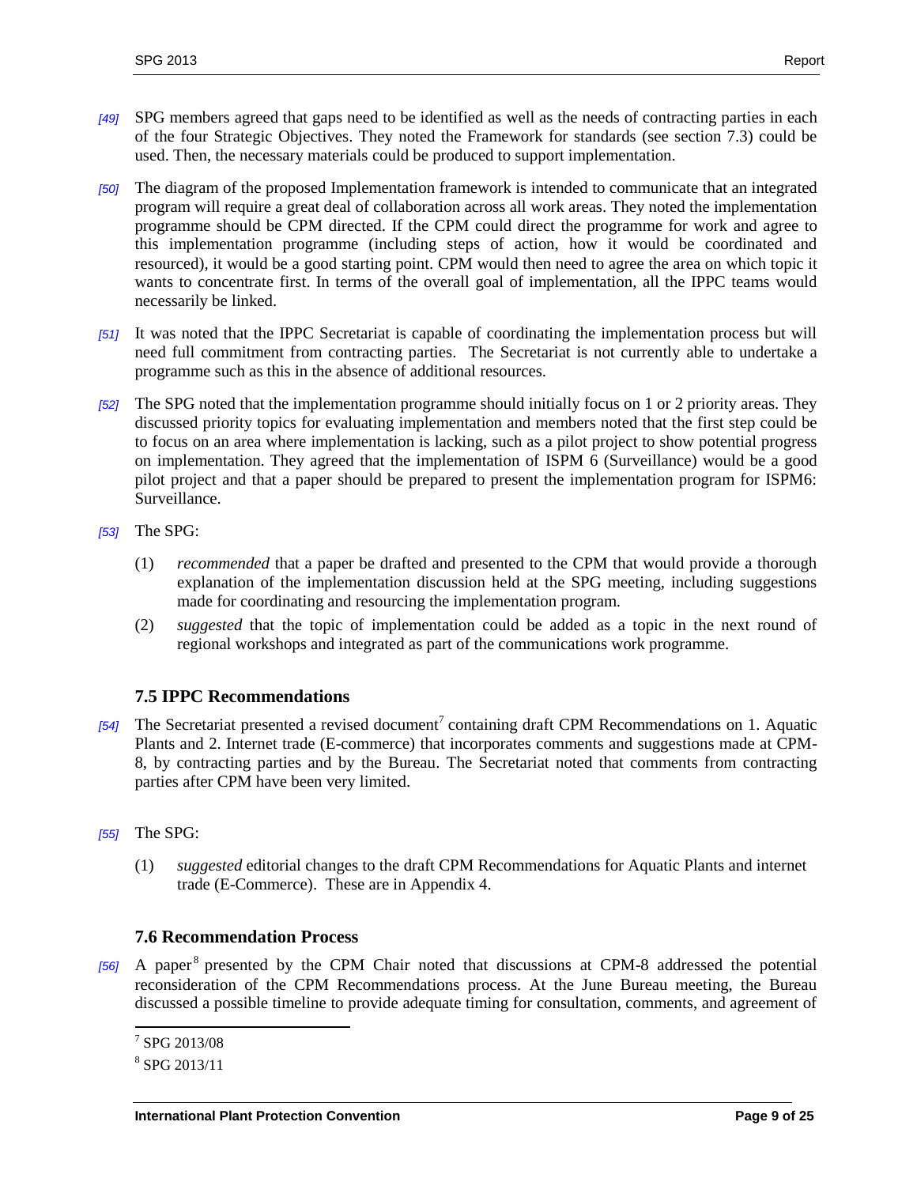[49] SPG members agreed that gaps need to be identified as well as the needs of contracting parties in each of the four Strategic Objectives. They noted the Framework for standards (see section 7.3) could be used. Then, the necessary materials could be produced to support implementation.

[50] The diagram of the proposed Implementation framework is intended to communicate that an integrated program will require a great deal of collaboration across all work areas. They noted the implementation programme should be CPM directed. If the CPM could direct the programme for work and agree to this implementation programme (including steps of action, how it would be coordinated and resourced), it would be a good starting point. CPM would then need to agree the area on which topic it wants to concentrate first. In terms of the overall goal of implementation, all the IPPC teams would necessarily be linked.

[51] It was noted that the IPPC Secretariat is capable of coordinating the implementation process but will need full commitment from contracting parties. The Secretariat is not currently able to undertake a programme such as this in the absence of additional resources.

[52] The SPG noted that the implementation programme should initially focus on 1 or 2 priority areas. They discussed priority topics for evaluating implementation and members noted that the first step could be to focus on an area where implementation is lacking, such as a pilot project to show potential progress on implementation. They agreed that the implementation of ISPM 6 (Surveillance) would be a good pilot project and that a paper should be prepared to present the implementation program for ISPM6: Surveillance.

[53] The SPG:

(1) *recommended* that a paper be drafted and presented to the CPM that would provide a thorough explanation of the implementation discussion held at the SPG meeting, including suggestions made for coordinating and resourcing the implementation program.

(2) *suggested* that the topic of implementation could be added as a topic in the next round of regional workshops and integrated as part of the communications work programme.

### 7.5 IPPC Recommendations

[54] The Secretariat presented a revised document[7] containing draft CPM Recommendations on 1. Aquatic Plants and 2. Internet trade (E-commerce) that incorporates comments and suggestions made at CPM-8, by contracting parties and by the Bureau. The Secretariat noted that comments from contracting parties after CPM have been very limited.

[55] The SPG:

(1) *suggested* editorial changes to the draft CPM Recommendations for Aquatic Plants and internet trade (E-Commerce). These are in Appendix 4.

### 7.6 Recommendation Process

[56] A paper[8] presented by the CPM Chair noted that discussions at CPM-8 addressed the potential reconsideration of the CPM Recommendations process. At the June Bureau meeting, the Bureau discussed a possible timeline to provide adequate timing for consultation, comments, and agreement of

[7] SPG 2013/08

[8] SPG 2013/11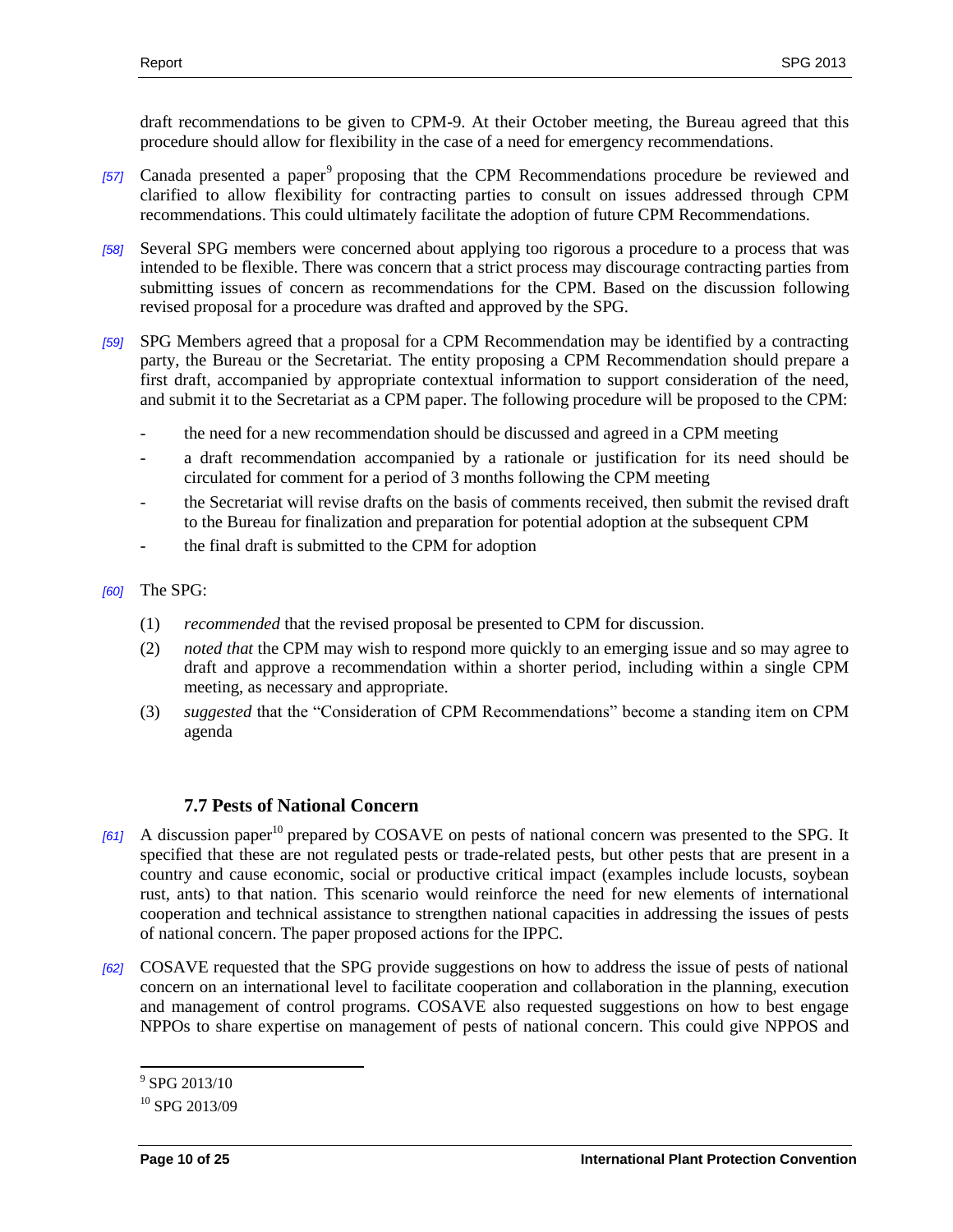draft recommendations to be given to CPM-9. At their October meeting, the Bureau agreed that this procedure should allow for flexibility in the case of a need for emergency recommendations.

*[57]* Canada presented a paper[9] proposing that the CPM Recommendations procedure be reviewed and clarified to allow flexibility for contracting parties to consult on issues addressed through CPM recommendations. This could ultimately facilitate the adoption of future CPM Recommendations.

*[58]* Several SPG members were concerned about applying too rigorous a procedure to a process that was intended to be flexible. There was concern that a strict process may discourage contracting parties from submitting issues of concern as recommendations for the CPM. Based on the discussion following revised proposal for a procedure was drafted and approved by the SPG.

*[59]* SPG Members agreed that a proposal for a CPM Recommendation may be identified by a contracting party, the Bureau or the Secretariat. The entity proposing a CPM Recommendation should prepare a first draft, accompanied by appropriate contextual information to support consideration of the need, and submit it to the Secretariat as a CPM paper. The following procedure will be proposed to the CPM:

- the need for a new recommendation should be discussed and agreed in a CPM meeting
- a draft recommendation accompanied by a rationale or justification for its need should be circulated for comment for a period of 3 months following the CPM meeting
- the Secretariat will revise drafts on the basis of comments received, then submit the revised draft to the Bureau for finalization and preparation for potential adoption at the subsequent CPM
- the final draft is submitted to the CPM for adoption

*[60]* The SPG:

(1) *recommended* that the revised proposal be presented to CPM for discussion.

(2) *noted that* the CPM may wish to respond more quickly to an emerging issue and so may agree to draft and approve a recommendation within a shorter period, including within a single CPM meeting, as necessary and appropriate.

(3) *suggested* that the "Consideration of CPM Recommendations" become a standing item on CPM agenda

### 7.7 Pests of National Concern

*[61]* A discussion paper[10] prepared by COSAVE on pests of national concern was presented to the SPG. It specified that these are not regulated pests or trade-related pests, but other pests that are present in a country and cause economic, social or productive critical impact (examples include locusts, soybean rust, ants) to that nation. This scenario would reinforce the need for new elements of international cooperation and technical assistance to strengthen national capacities in addressing the issues of pests of national concern. The paper proposed actions for the IPPC.

*[62]* COSAVE requested that the SPG provide suggestions on how to address the issue of pests of national concern on an international level to facilitate cooperation and collaboration in the planning, execution and management of control programs. COSAVE also requested suggestions on how to best engage NPPOs to share expertise on management of pests of national concern. This could give NPPOS and

---

[9] SPG 2013/10

[10] SPG 2013/09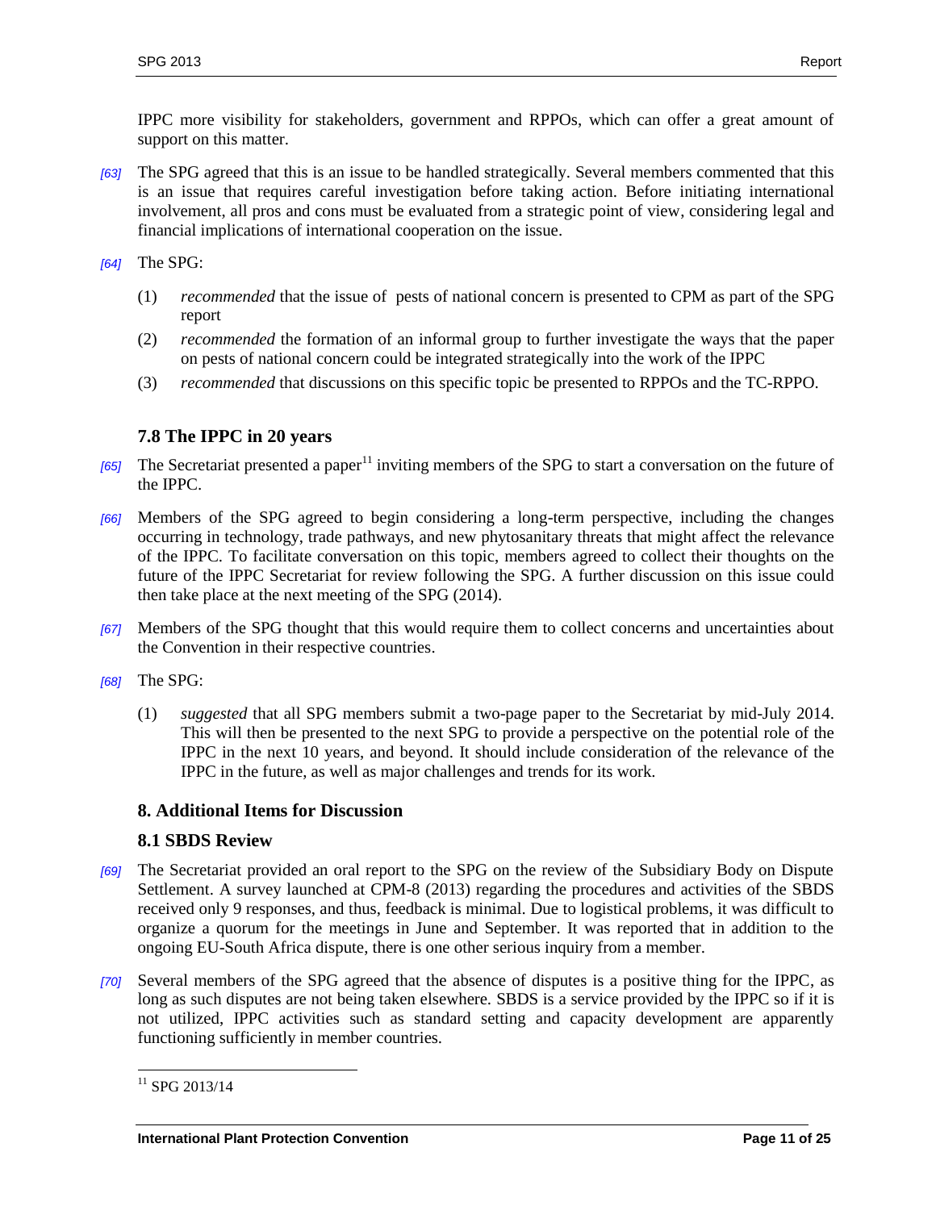IPPC more visibility for stakeholders, government and RPPOs, which can offer a great amount of support on this matter.

*[63]* The SPG agreed that this is an issue to be handled strategically. Several members commented that this is an issue that requires careful investigation before taking action. Before initiating international involvement, all pros and cons must be evaluated from a strategic point of view, considering legal and financial implications of international cooperation on the issue.

*[64]* The SPG:

(1) *recommended* that the issue of pests of national concern is presented to CPM as part of the SPG report

(2) *recommended* the formation of an informal group to further investigate the ways that the paper on pests of national concern could be integrated strategically into the work of the IPPC

(3) *recommended* that discussions on this specific topic be presented to RPPOs and the TC-RPPO.

### 7.8 The IPPC in 20 years

*[65]* The Secretariat presented a paper[11] inviting members of the SPG to start a conversation on the future of the IPPC.

*[66]* Members of the SPG agreed to begin considering a long-term perspective, including the changes occurring in technology, trade pathways, and new phytosanitary threats that might affect the relevance of the IPPC. To facilitate conversation on this topic, members agreed to collect their thoughts on the future of the IPPC Secretariat for review following the SPG. A further discussion on this issue could then take place at the next meeting of the SPG (2014).

*[67]* Members of the SPG thought that this would require them to collect concerns and uncertainties about the Convention in their respective countries.

*[68]* The SPG:

(1) *suggested* that all SPG members submit a two-page paper to the Secretariat by mid-July 2014. This will then be presented to the next SPG to provide a perspective on the potential role of the IPPC in the next 10 years, and beyond. It should include consideration of the relevance of the IPPC in the future, as well as major challenges and trends for its work.

## 8. Additional Items for Discussion

### 8.1 SBDS Review

*[69]* The Secretariat provided an oral report to the SPG on the review of the Subsidiary Body on Dispute Settlement. A survey launched at CPM-8 (2013) regarding the procedures and activities of the SBDS received only 9 responses, and thus, feedback is minimal. Due to logistical problems, it was difficult to organize a quorum for the meetings in June and September. It was reported that in addition to the ongoing EU-South Africa dispute, there is one other serious inquiry from a member.

*[70]* Several members of the SPG agreed that the absence of disputes is a positive thing for the IPPC, as long as such disputes are not being taken elsewhere. SBDS is a service provided by the IPPC so if it is not utilized, IPPC activities such as standard setting and capacity development are apparently functioning sufficiently in member countries.

---

[11] SPG 2013/14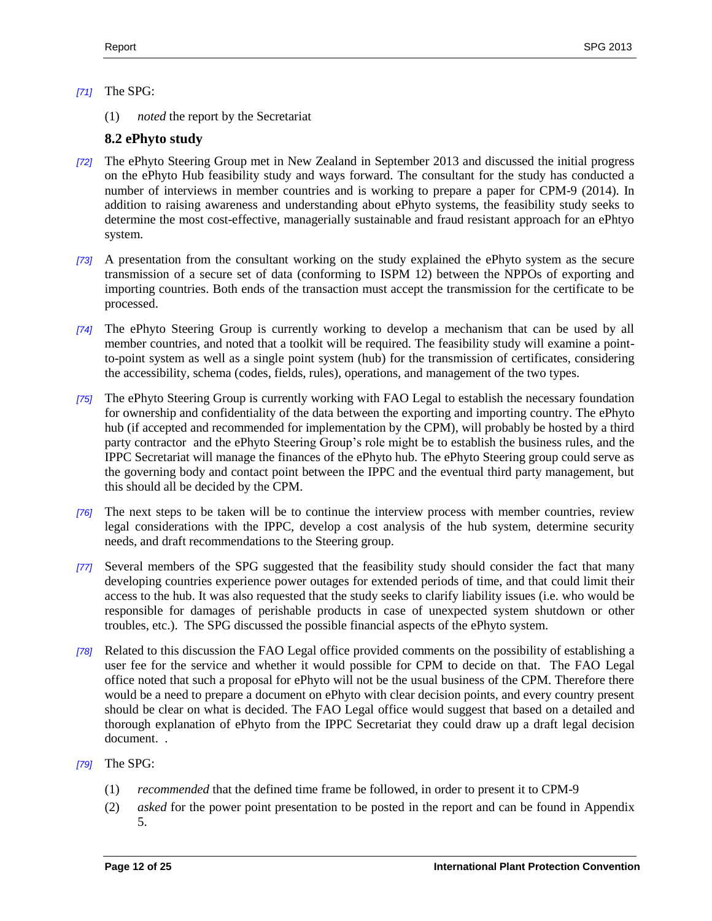[71] The SPG:

(1) *noted* the report by the Secretariat

### 8.2 ePhyto study

[72] The ePhyto Steering Group met in New Zealand in September 2013 and discussed the initial progress on the ePhyto Hub feasibility study and ways forward. The consultant for the study has conducted a number of interviews in member countries and is working to prepare a paper for CPM-9 (2014). In addition to raising awareness and understanding about ePhyto systems, the feasibility study seeks to determine the most cost-effective, managerially sustainable and fraud resistant approach for an ePhtyo system.

[73] A presentation from the consultant working on the study explained the ePhyto system as the secure transmission of a secure set of data (conforming to ISPM 12) between the NPPOs of exporting and importing countries. Both ends of the transaction must accept the transmission for the certificate to be processed.

[74] The ePhyto Steering Group is currently working to develop a mechanism that can be used by all member countries, and noted that a toolkit will be required. The feasibility study will examine a point-to-point system as well as a single point system (hub) for the transmission of certificates, considering the accessibility, schema (codes, fields, rules), operations, and management of the two types.

[75] The ePhyto Steering Group is currently working with FAO Legal to establish the necessary foundation for ownership and confidentiality of the data between the exporting and importing country. The ePhyto hub (if accepted and recommended for implementation by the CPM), will probably be hosted by a third party contractor and the ePhyto Steering Group's role might be to establish the business rules, and the IPPC Secretariat will manage the finances of the ePhyto hub. The ePhyto Steering group could serve as the governing body and contact point between the IPPC and the eventual third party management, but this should all be decided by the CPM.

[76] The next steps to be taken will be to continue the interview process with member countries, review legal considerations with the IPPC, develop a cost analysis of the hub system, determine security needs, and draft recommendations to the Steering group.

[77] Several members of the SPG suggested that the feasibility study should consider the fact that many developing countries experience power outages for extended periods of time, and that could limit their access to the hub. It was also requested that the study seeks to clarify liability issues (i.e. who would be responsible for damages of perishable products in case of unexpected system shutdown or other troubles, etc.). The SPG discussed the possible financial aspects of the ePhyto system.

[78] Related to this discussion the FAO Legal office provided comments on the possibility of establishing a user fee for the service and whether it would possible for CPM to decide on that. The FAO Legal office noted that such a proposal for ePhyto will not be the usual business of the CPM. Therefore there would be a need to prepare a document on ePhyto with clear decision points, and every country present should be clear on what is decided. The FAO Legal office would suggest that based on a detailed and thorough explanation of ePhyto from the IPPC Secretariat they could draw up a draft legal decision document. .

[79] The SPG:

(1) *recommended* that the defined time frame be followed, in order to present it to CPM-9

(2) *asked* for the power point presentation to be posted in the report and can be found in Appendix 5.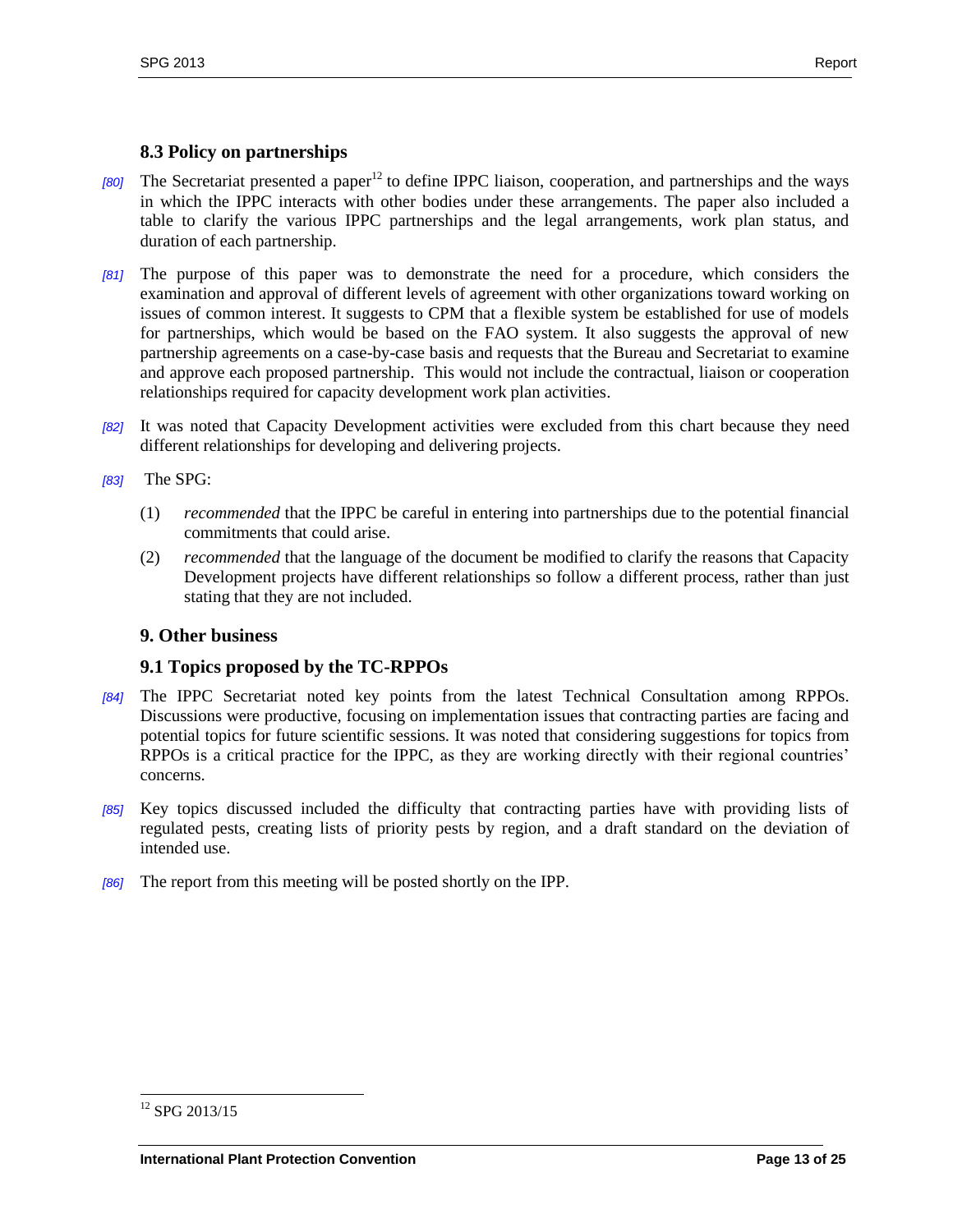### 8.3 Policy on partnerships

[80] The Secretariat presented a paper[12] to define IPPC liaison, cooperation, and partnerships and the ways in which the IPPC interacts with other bodies under these arrangements. The paper also included a table to clarify the various IPPC partnerships and the legal arrangements, work plan status, and duration of each partnership.

[81] The purpose of this paper was to demonstrate the need for a procedure, which considers the examination and approval of different levels of agreement with other organizations toward working on issues of common interest. It suggests to CPM that a flexible system be established for use of models for partnerships, which would be based on the FAO system. It also suggests the approval of new partnership agreements on a case-by-case basis and requests that the Bureau and Secretariat to examine and approve each proposed partnership. This would not include the contractual, liaison or cooperation relationships required for capacity development work plan activities.

[82] It was noted that Capacity Development activities were excluded from this chart because they need different relationships for developing and delivering projects.

[83] The SPG:

(1) *recommended* that the IPPC be careful in entering into partnerships due to the potential financial commitments that could arise.

(2) *recommended* that the language of the document be modified to clarify the reasons that Capacity Development projects have different relationships so follow a different process, rather than just stating that they are not included.

## 9. Other business

### 9.1 Topics proposed by the TC-RPPOs

[84] The IPPC Secretariat noted key points from the latest Technical Consultation among RPPOs. Discussions were productive, focusing on implementation issues that contracting parties are facing and potential topics for future scientific sessions. It was noted that considering suggestions for topics from RPPOs is a critical practice for the IPPC, as they are working directly with their regional countries' concerns.

[85] Key topics discussed included the difficulty that contracting parties have with providing lists of regulated pests, creating lists of priority pests by region, and a draft standard on the deviation of intended use.

[86] The report from this meeting will be posted shortly on the IPP.

[12] SPG 2013/15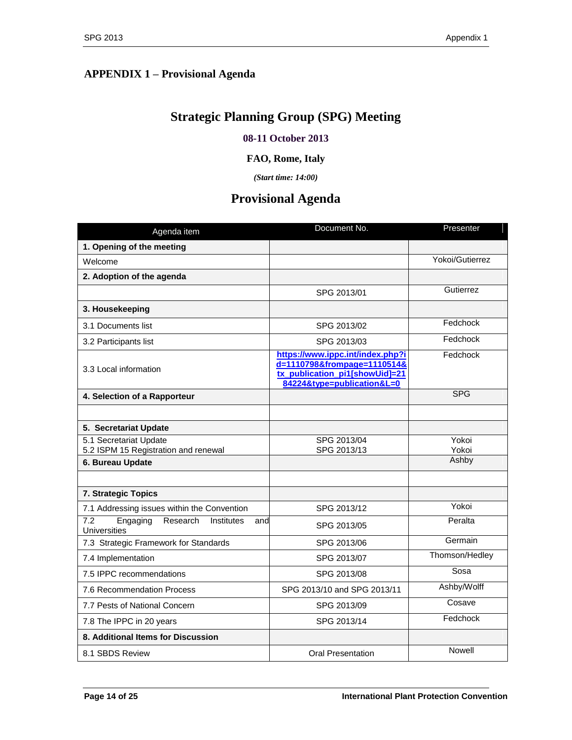## APPENDIX 1 – Provisional Agenda

# Strategic Planning Group (SPG) Meeting

**08-11 October 2013**

**FAO, Rome, Italy**

***(Start time: 14:00)***

# Provisional Agenda

| Agenda item | Document No. | Presenter |
|---|---|---|
| **1. Opening of the meeting** | | |
| Welcome | | Yokoi/Gutierrez |
| **2. Adoption of the agenda** | | |
| | SPG 2013/01 | Gutierrez |
| **3. Housekeeping** | | |
| 3.1 Documents list | SPG 2013/02 | Fedchock |
| 3.2 Participants list | SPG 2013/03 | Fedchock |
| 3.3 Local information | https://www.ippc.int/index.php?id=1110798&frompage=1110514&tx_publication_pi1[showUid]=2184224&type=publication&L=0 | Fedchock |
| **4. Selection of a Rapporteur** | | SPG |
| | | |
| **5. Secretariat Update** | | |
| 5.1 Secretariat Update<br>5.2 ISPM 15 Registration and renewal | SPG 2013/04<br>SPG 2013/13 | Yokoi<br>Yokoi |
| **6. Bureau Update** | | Ashby |
| | | |
| **7. Strategic Topics** | | |
| 7.1 Addressing issues within the Convention | SPG 2013/12 | Yokoi |
| 7.2 Engaging Research Institutes and Universities | SPG 2013/05 | Peralta |
| 7.3 Strategic Framework for Standards | SPG 2013/06 | Germain |
| 7.4 Implementation | SPG 2013/07 | Thomson/Hedley |
| 7.5 IPPC recommendations | SPG 2013/08 | Sosa |
| 7.6 Recommendation Process | SPG 2013/10 and SPG 2013/11 | Ashby/Wolff |
| 7.7 Pests of National Concern | SPG 2013/09 | Cosave |
| 7.8 The IPPC in 20 years | SPG 2013/14 | Fedchock |
| **8. Additional Items for Discussion** | | |
| 8.1 SBDS Review | Oral Presentation | Nowell |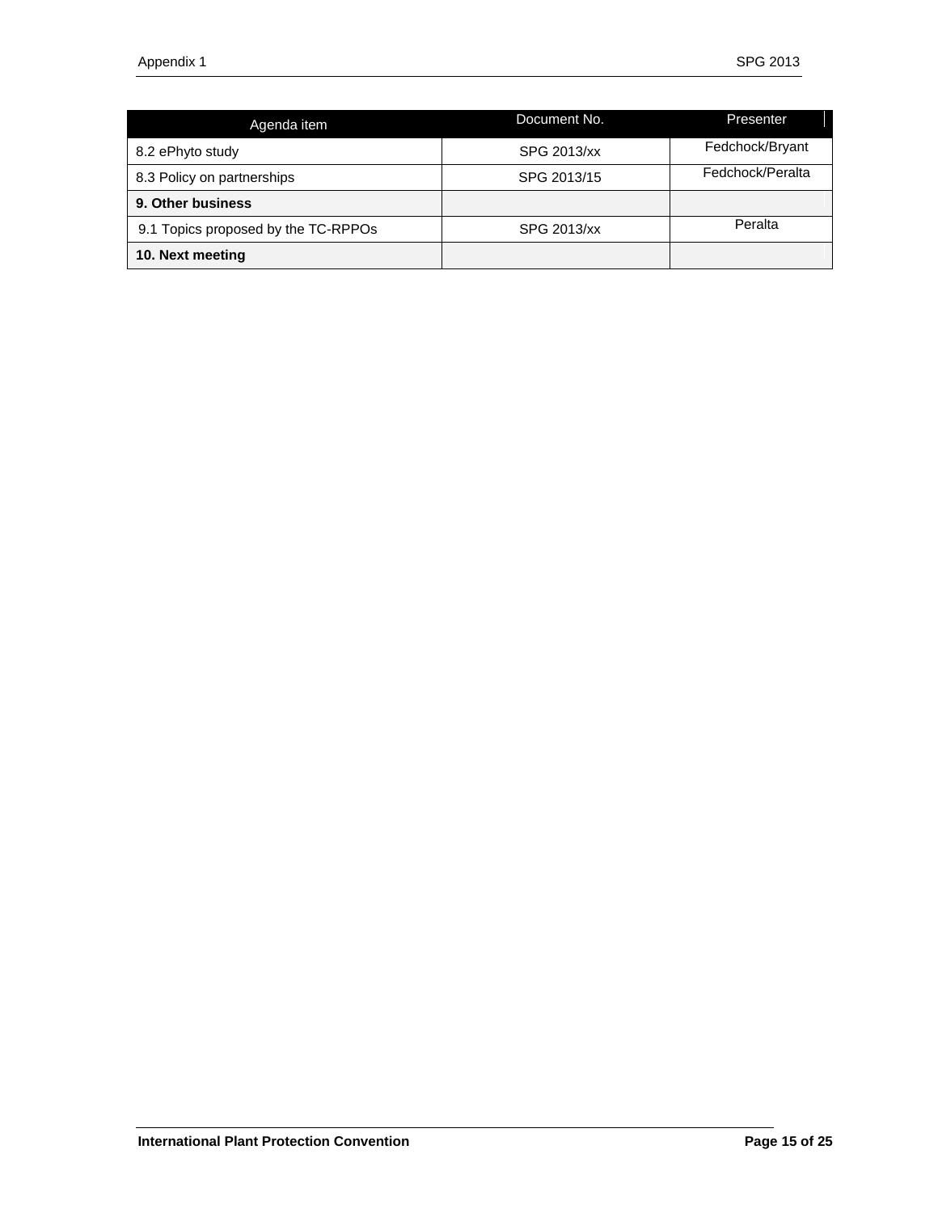| Agenda item | Document No. | Presenter |
| --- | --- | --- |
| 8.2 ePhyto study | SPG 2013/xx | Fedchock/Bryant |
| 8.3 Policy on partnerships | SPG 2013/15 | Fedchock/Peralta |
| **9. Other business** | | |
| 9.1 Topics proposed by the TC-RPPOs | SPG 2013/xx | Peralta |
| **10. Next meeting** | | |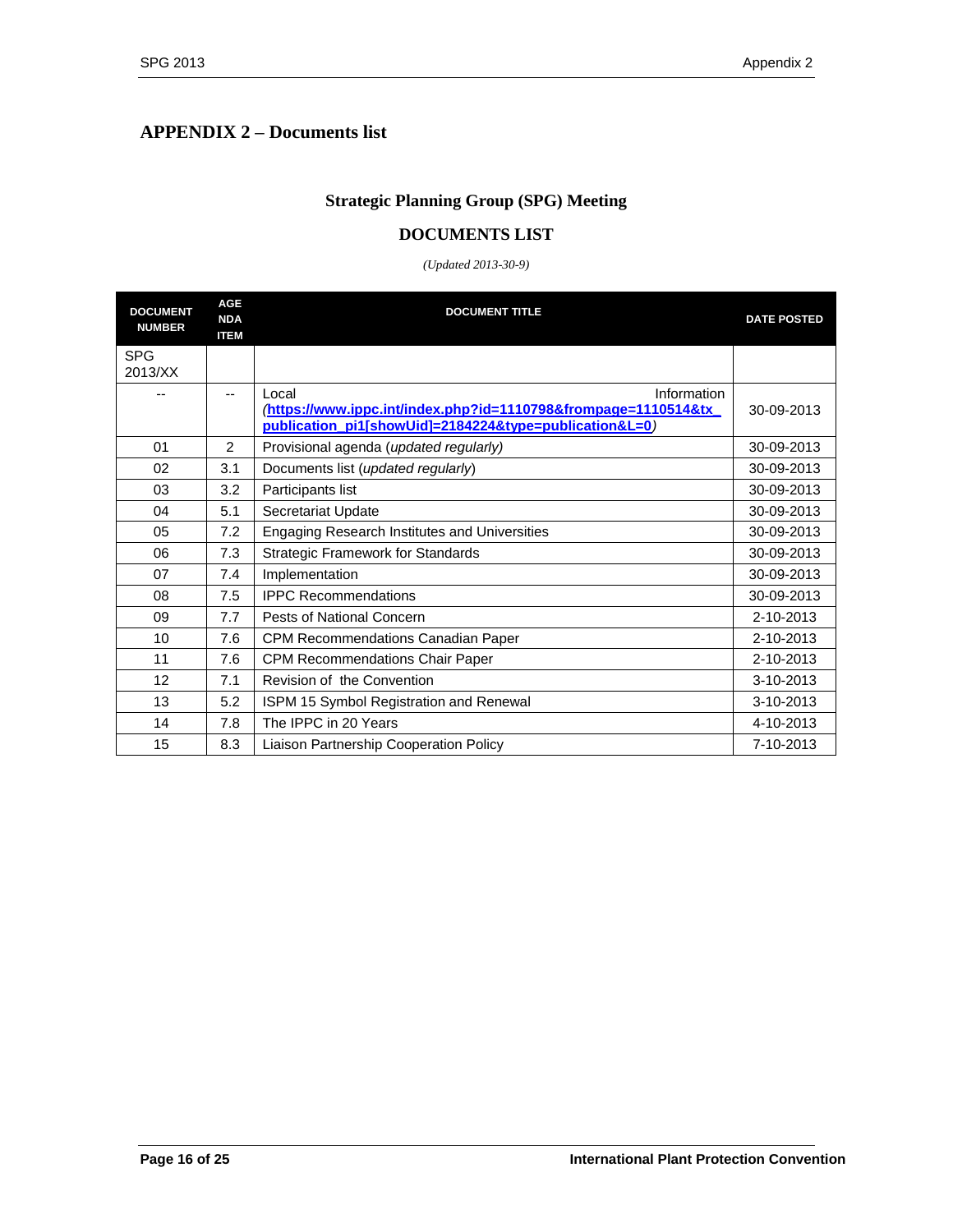# APPENDIX 2 – Documents list

## Strategic Planning Group (SPG) Meeting

## DOCUMENTS LIST

*(Updated 2013-30-9)*

| DOCUMENT NUMBER | AGENDA ITEM | DOCUMENT TITLE | DATE POSTED |
|---|---|---|---|
| SPG 2013/XX | | | |
| -- | -- | Local Information (**https://www.ippc.int/index.php?id=1110798&frompage=1110514&tx_publication_pi1[showUid]=2184224&type=publication&L=0**) | 30-09-2013 |
| 01 | 2 | Provisional agenda (*updated regularly)* | 30-09-2013 |
| 02 | 3.1 | Documents list (*updated regularly*) | 30-09-2013 |
| 03 | 3.2 | Participants list | 30-09-2013 |
| 04 | 5.1 | Secretariat Update | 30-09-2013 |
| 05 | 7.2 | Engaging Research Institutes and Universities | 30-09-2013 |
| 06 | 7.3 | Strategic Framework for Standards | 30-09-2013 |
| 07 | 7.4 | Implementation | 30-09-2013 |
| 08 | 7.5 | IPPC Recommendations | 30-09-2013 |
| 09 | 7.7 | Pests of National Concern | 2-10-2013 |
| 10 | 7.6 | CPM Recommendations Canadian Paper | 2-10-2013 |
| 11 | 7.6 | CPM Recommendations Chair Paper | 2-10-2013 |
| 12 | 7.1 | Revision of the Convention | 3-10-2013 |
| 13 | 5.2 | ISPM 15 Symbol Registration and Renewal | 3-10-2013 |
| 14 | 7.8 | The IPPC in 20 Years | 4-10-2013 |
| 15 | 8.3 | Liaison Partnership Cooperation Policy | 7-10-2013 |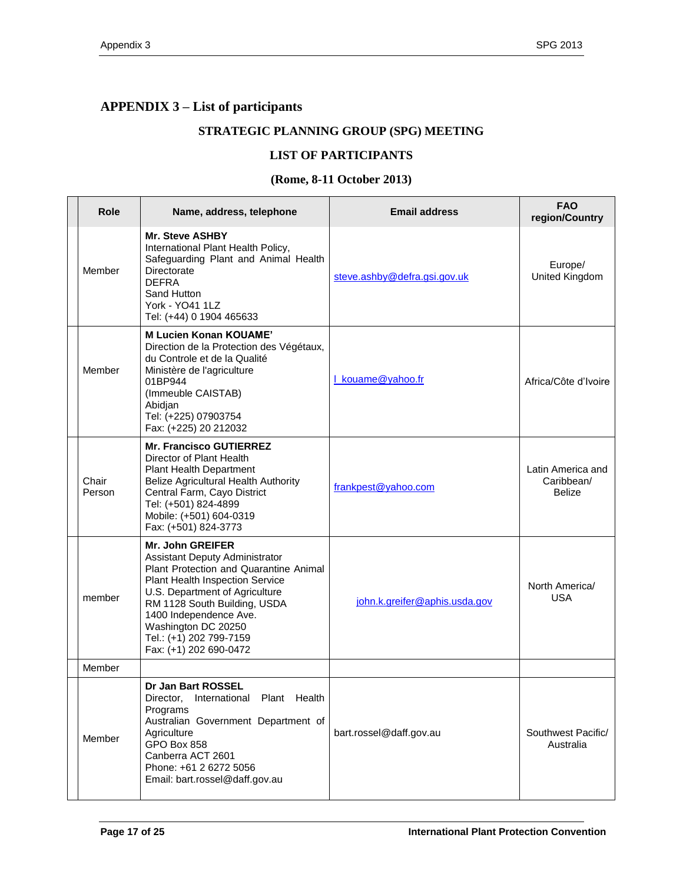## APPENDIX 3 – List of participants

### STRATEGIC PLANNING GROUP (SPG) MEETING

### LIST OF PARTICIPANTS

### (Rome, 8-11 October 2013)

| Role | Name, address, telephone | Email address | FAO region/Country |
|---|---|---|---|
| Member | **Mr. Steve ASHBY**<br>International Plant Health Policy, Safeguarding Plant and Animal Health Directorate<br>DEFRA<br>Sand Hutton<br>York - YO41 1LZ<br>Tel: (+44) 0 1904 465633 | steve.ashby@defra.gsi.gov.uk | Europe/<br>United Kingdom |
| Member | **M Lucien Konan KOUAME'**<br>Direction de la Protection des Végétaux, du Controle et de la Qualité<br>Ministère de l'agriculture<br>01BP944<br>(Immeuble CAISTAB)<br>Abidjan<br>Tel: (+225) 07903754<br>Fax: (+225) 20 212032 | l_kouame@yahoo.fr | Africa/Côte d'Ivoire |
| Chair Person | **Mr. Francisco GUTIERREZ**<br>Director of Plant Health<br>Plant Health Department<br>Belize Agricultural Health Authority<br>Central Farm, Cayo District<br>Tel: (+501) 824-4899<br>Mobile: (+501) 604-0319<br>Fax: (+501) 824-3773 | frankpest@yahoo.com | Latin America and Caribbean/<br>Belize |
| member | **Mr. John GREIFER**<br>Assistant Deputy Administrator<br>Plant Protection and Quarantine Animal Plant Health Inspection Service<br>U.S. Department of Agriculture<br>RM 1128 South Building, USDA<br>1400 Independence Ave.<br>Washington DC 20250<br>Tel.: (+1) 202 799-7159<br>Fax: (+1) 202 690-0472 | john.k.greifer@aphis.usda.gov | North America/<br>USA |
| Member | | | |
| Member | **Dr Jan Bart ROSSEL**<br>Director, International Plant Health Programs<br>Australian Government Department of Agriculture<br>GPO Box 858<br>Canberra ACT 2601<br>Phone: +61 2 6272 5056<br>Email: bart.rossel@daff.gov.au | bart.rossel@daff.gov.au | Southwest Pacific/<br>Australia |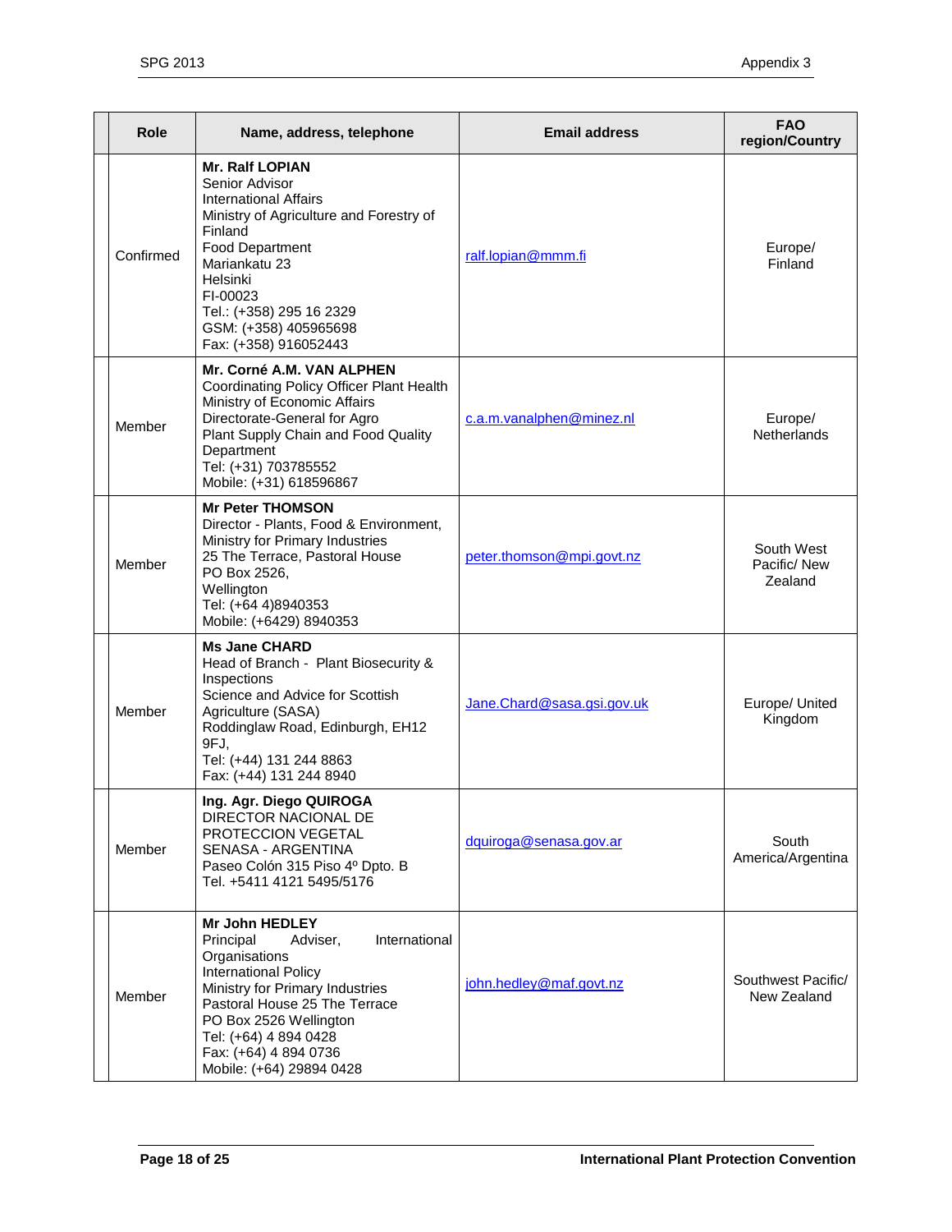| Role | Name, address, telephone | Email address | FAO region/Country |
|---|---|---|---|
| Confirmed | **Mr. Ralf LOPIAN**<br>Senior Advisor<br>International Affairs<br>Ministry of Agriculture and Forestry of Finland<br>Food Department<br>Mariankatu 23<br>Helsinki<br>FI-00023<br>Tel.: (+358) 295 16 2329<br>GSM: (+358) 405965698<br>Fax: (+358) 916052443 | ralf.lopian@mmm.fi | Europe/ Finland |
| Member | **Mr. Corné A.M. VAN ALPHEN**<br>Coordinating Policy Officer Plant Health<br>Ministry of Economic Affairs<br>Directorate-General for Agro<br>Plant Supply Chain and Food Quality Department<br>Tel: (+31) 703785552<br>Mobile: (+31) 618596867 | c.a.m.vanalphen@minez.nl | Europe/ Netherlands |
| Member | **Mr Peter THOMSON**<br>Director - Plants, Food & Environment,<br>Ministry for Primary Industries<br>25 The Terrace, Pastoral House<br>PO Box 2526,<br>Wellington<br>Tel: (+64 4)8940353<br>Mobile: (+6429) 8940353 | peter.thomson@mpi.govt.nz | South West Pacific/ New Zealand |
| Member | **Ms Jane CHARD**<br>Head of Branch - Plant Biosecurity & Inspections<br>Science and Advice for Scottish Agriculture (SASA)<br>Roddinglaw Road, Edinburgh, EH12 9FJ,<br>Tel: (+44) 131 244 8863<br>Fax: (+44) 131 244 8940 | Jane.Chard@sasa.gsi.gov.uk | Europe/ United Kingdom |
| Member | **Ing. Agr. Diego QUIROGA**<br>DIRECTOR NACIONAL DE PROTECCION VEGETAL<br>SENASA - ARGENTINA<br>Paseo Colón 315 Piso 4º Dpto. B<br>Tel. +5411 4121 5495/5176 | dquiroga@senasa.gov.ar | South America/Argentina |
| Member | **Mr John HEDLEY**<br>Principal Adviser, International Organisations<br>International Policy<br>Ministry for Primary Industries<br>Pastoral House 25 The Terrace<br>PO Box 2526 Wellington<br>Tel: (+64) 4 894 0428<br>Fax: (+64) 4 894 0736<br>Mobile: (+64) 29894 0428 | john.hedley@maf.govt.nz | Southwest Pacific/ New Zealand |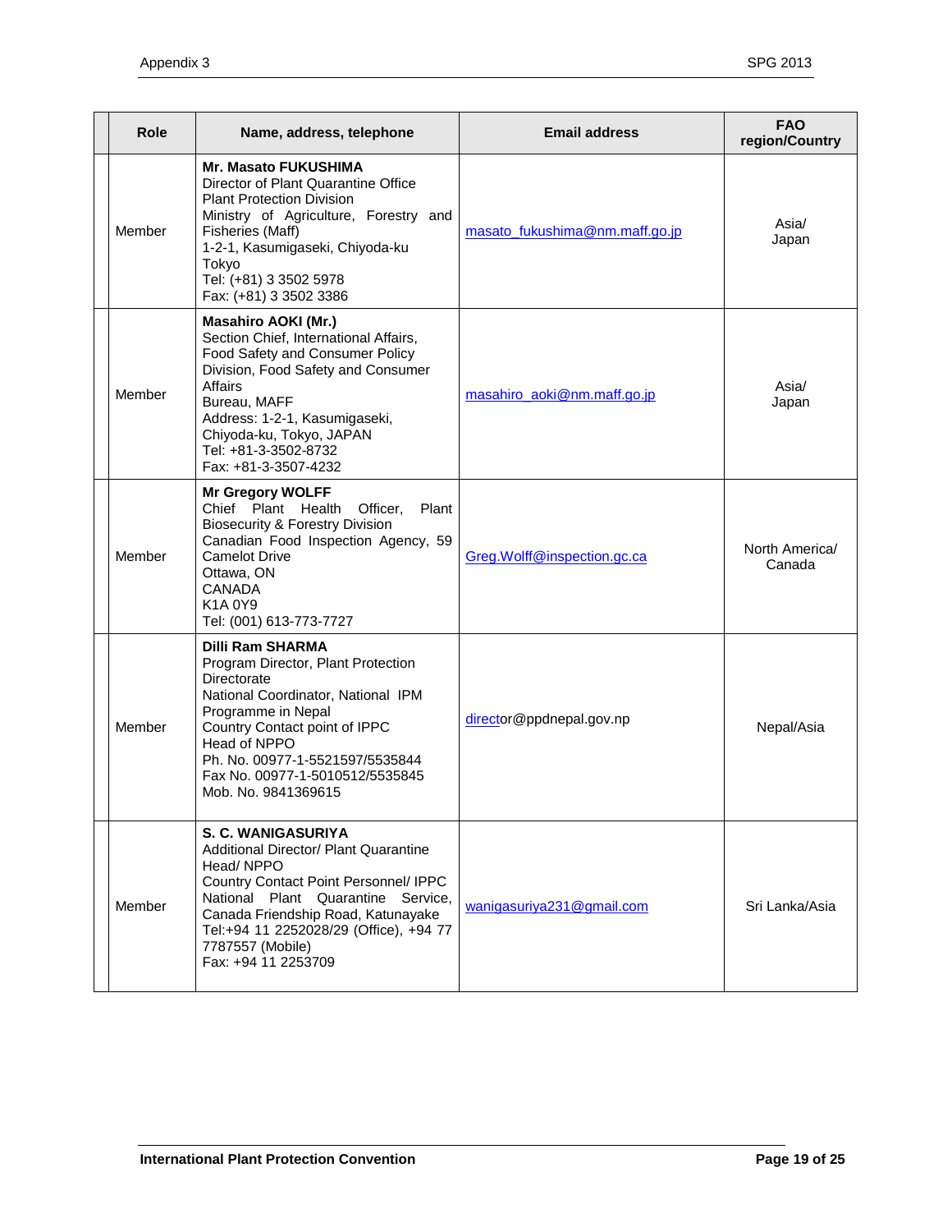| | Role | Name, address, telephone | Email address | FAO region/Country |
|---|---|---|---|---|
| | Member | **Mr. Masato FUKUSHIMA**<br>Director of Plant Quarantine Office<br>Plant Protection Division<br>Ministry of Agriculture, Forestry and Fisheries (Maff)<br>1-2-1, Kasumigaseki, Chiyoda-ku<br>Tokyo<br>Tel: (+81) 3 3502 5978<br>Fax: (+81) 3 3502 3386 | masato_fukushima@nm.maff.go.jp | Asia/<br>Japan |
| | Member | **Masahiro AOKI (Mr.)**<br>Section Chief, International Affairs, Food Safety and Consumer Policy Division, Food Safety and Consumer Affairs<br>Bureau, MAFF<br>Address: 1-2-1, Kasumigaseki, Chiyoda-ku, Tokyo, JAPAN<br>Tel: +81-3-3502-8732<br>Fax: +81-3-3507-4232 | masahiro_aoki@nm.maff.go.jp | Asia/<br>Japan |
| | Member | **Mr Gregory WOLFF**<br>Chief Plant Health Officer, Plant Biosecurity & Forestry Division<br>Canadian Food Inspection Agency, 59 Camelot Drive<br>Ottawa, ON<br>CANADA<br>K1A 0Y9<br>Tel: (001) 613-773-7727 | Greg.Wolff@inspection.gc.ca | North America/<br>Canada |
| | Member | **Dilli Ram SHARMA**<br>Program Director, Plant Protection Directorate<br>National Coordinator, National IPM Programme in Nepal<br>Country Contact point of IPPC<br>Head of NPPO<br>Ph. No. 00977-1-5521597/5535844<br>Fax No. 00977-1-5010512/5535845<br>Mob. No. 9841369615 | director@ppdnepal.gov.np | Nepal/Asia |
| | Member | **S. C. WANIGASURIYA**<br>Additional Director/ Plant Quarantine<br>Head/ NPPO<br>Country Contact Point Personnel/ IPPC<br>National Plant Quarantine Service, Canada Friendship Road, Katunayake<br>Tel:+94 11 2252028/29 (Office), +94 77 7787557 (Mobile)<br>Fax: +94 11 2253709 | wanigasuriya231@gmail.com | Sri Lanka/Asia |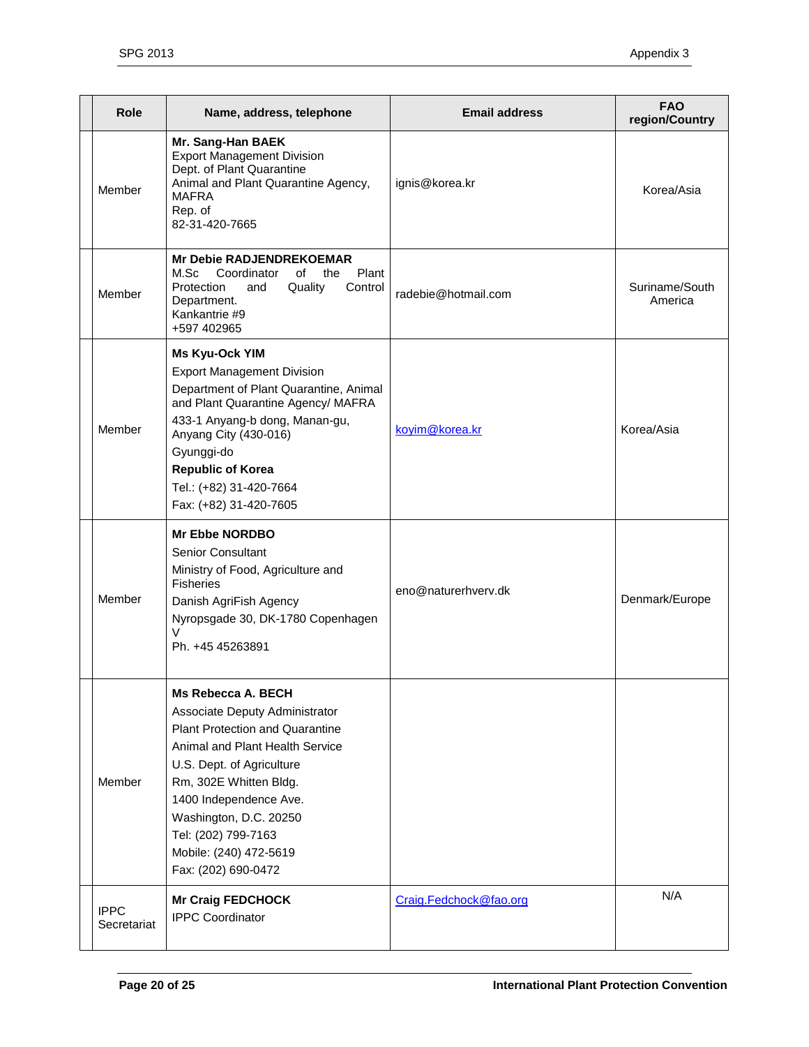| | Role | Name, address, telephone | Email address | FAO region/Country |
|---|---|---|---|---|
| | Member | **Mr. Sang-Han BAEK**<br>Export Management Division<br>Dept. of Plant Quarantine<br>Animal and Plant Quarantine Agency, MAFRA<br>Rep. of<br>82-31-420-7665 | ignis@korea.kr | Korea/Asia |
| | Member | **Mr Debie RADJENDREKOEMAR**<br>M.Sc Coordinator of the Plant Protection and Quality Control Department.<br>Kankantrie #9<br>+597 402965 | radebie@hotmail.com | Suriname/South America |
| | Member | **Ms Kyu-Ock YIM**<br>Export Management Division<br>Department of Plant Quarantine, Animal and Plant Quarantine Agency/ MAFRA<br>433-1 Anyang-b dong, Manan-gu, Anyang City (430-016)<br>Gyunggi-do<br>**Republic of Korea**<br>Tel.: (+82) 31-420-7664<br>Fax: (+82) 31-420-7605 | koyim@korea.kr | Korea/Asia |
| | Member | **Mr Ebbe NORDBO**<br>Senior Consultant<br>Ministry of Food, Agriculture and Fisheries<br>Danish AgriFish Agency<br>Nyropsgade 30, DK-1780 Copenhagen V<br>Ph. +45 45263891 | eno@naturerhverv.dk | Denmark/Europe |
| | Member | **Ms Rebecca A. BECH**<br>Associate Deputy Administrator<br>Plant Protection and Quarantine<br>Animal and Plant Health Service<br>U.S. Dept. of Agriculture<br>Rm, 302E Whitten Bldg.<br>1400 Independence Ave.<br>Washington, D.C. 20250<br>Tel: (202) 799-7163<br>Mobile: (240) 472-5619<br>Fax: (202) 690-0472 | | |
| | IPPC Secretariat | **Mr Craig FEDCHOCK**<br>IPPC Coordinator | Craig.Fedchock@fao.org | N/A |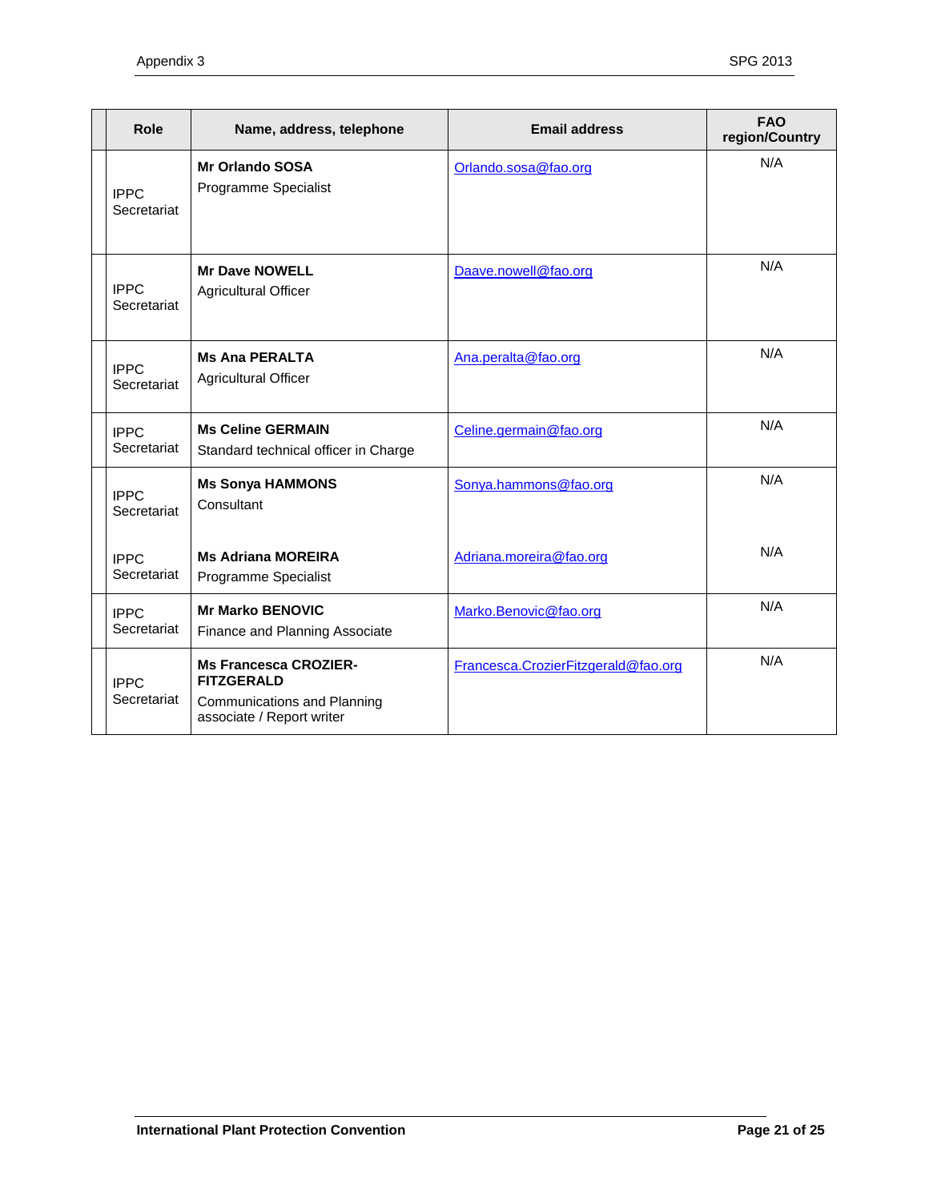| Role | Name, address, telephone | Email address | FAO region/Country |
|---|---|---|---|
| IPPC Secretariat | **Mr Orlando SOSA** Programme Specialist | Orlando.sosa@fao.org | N/A |
| IPPC Secretariat | **Mr Dave NOWELL** Agricultural Officer | Daave.nowell@fao.org | N/A |
| IPPC Secretariat | **Ms Ana PERALTA** Agricultural Officer | Ana.peralta@fao.org | N/A |
| IPPC Secretariat | **Ms Celine GERMAIN** Standard technical officer in Charge | Celine.germain@fao.org | N/A |
| IPPC Secretariat | **Ms Sonya HAMMONS** Consultant | Sonya.hammons@fao.org | N/A |
| IPPC Secretariat | **Ms Adriana MOREIRA** Programme Specialist | Adriana.moreira@fao.org | N/A |
| IPPC Secretariat | **Mr Marko BENOVIC** Finance and Planning Associate | Marko.Benovic@fao.org | N/A |
| IPPC Secretariat | **Ms Francesca CROZIER-FITZGERALD** Communications and Planning associate / Report writer | Francesca.CrozierFitzgerald@fao.org | N/A |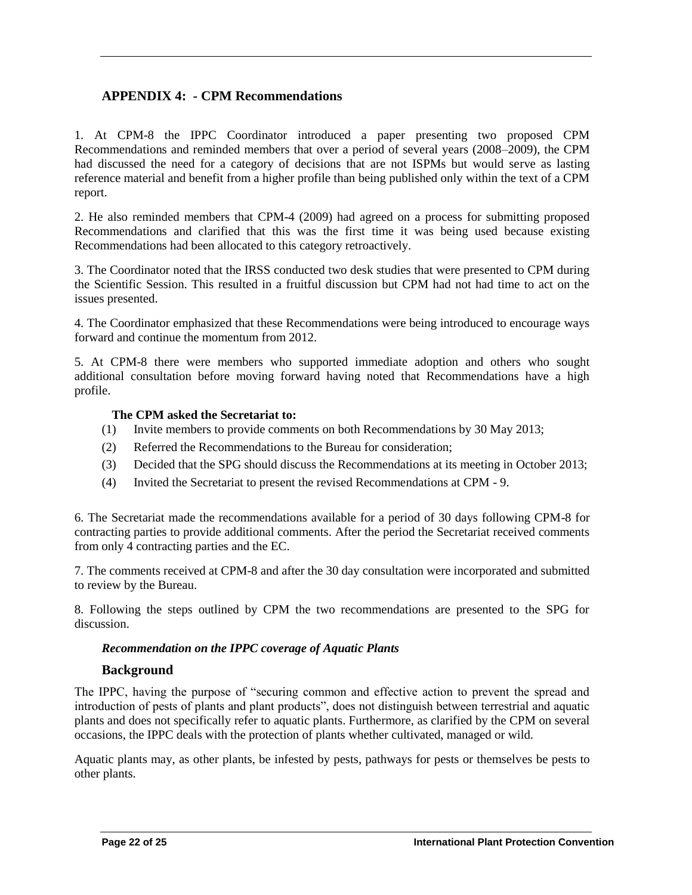## APPENDIX 4: - CPM Recommendations

1. At CPM-8 the IPPC Coordinator introduced a paper presenting two proposed CPM Recommendations and reminded members that over a period of several years (2008–2009), the CPM had discussed the need for a category of decisions that are not ISPMs but would serve as lasting reference material and benefit from a higher profile than being published only within the text of a CPM report.

2. He also reminded members that CPM-4 (2009) had agreed on a process for submitting proposed Recommendations and clarified that this was the first time it was being used because existing Recommendations had been allocated to this category retroactively.

3. The Coordinator noted that the IRSS conducted two desk studies that were presented to CPM during the Scientific Session. This resulted in a fruitful discussion but CPM had not had time to act on the issues presented.

4. The Coordinator emphasized that these Recommendations were being introduced to encourage ways forward and continue the momentum from 2012.

5. At CPM-8 there were members who supported immediate adoption and others who sought additional consultation before moving forward having noted that Recommendations have a high profile.

**The CPM asked the Secretariat to:**

(1) Invite members to provide comments on both Recommendations by 30 May 2013;

(2) Referred the Recommendations to the Bureau for consideration;

(3) Decided that the SPG should discuss the Recommendations at its meeting in October 2013;

(4) Invited the Secretariat to present the revised Recommendations at CPM - 9.

6. The Secretariat made the recommendations available for a period of 30 days following CPM-8 for contracting parties to provide additional comments. After the period the Secretariat received comments from only 4 contracting parties and the EC.

7. The comments received at CPM-8 and after the 30 day consultation were incorporated and submitted to review by the Bureau.

8. Following the steps outlined by CPM the two recommendations are presented to the SPG for discussion.

***Recommendation on the IPPC coverage of Aquatic Plants***

### Background

The IPPC, having the purpose of "securing common and effective action to prevent the spread and introduction of pests of plants and plant products", does not distinguish between terrestrial and aquatic plants and does not specifically refer to aquatic plants. Furthermore, as clarified by the CPM on several occasions, the IPPC deals with the protection of plants whether cultivated, managed or wild.

Aquatic plants may, as other plants, be infested by pests, pathways for pests or themselves be pests to other plants.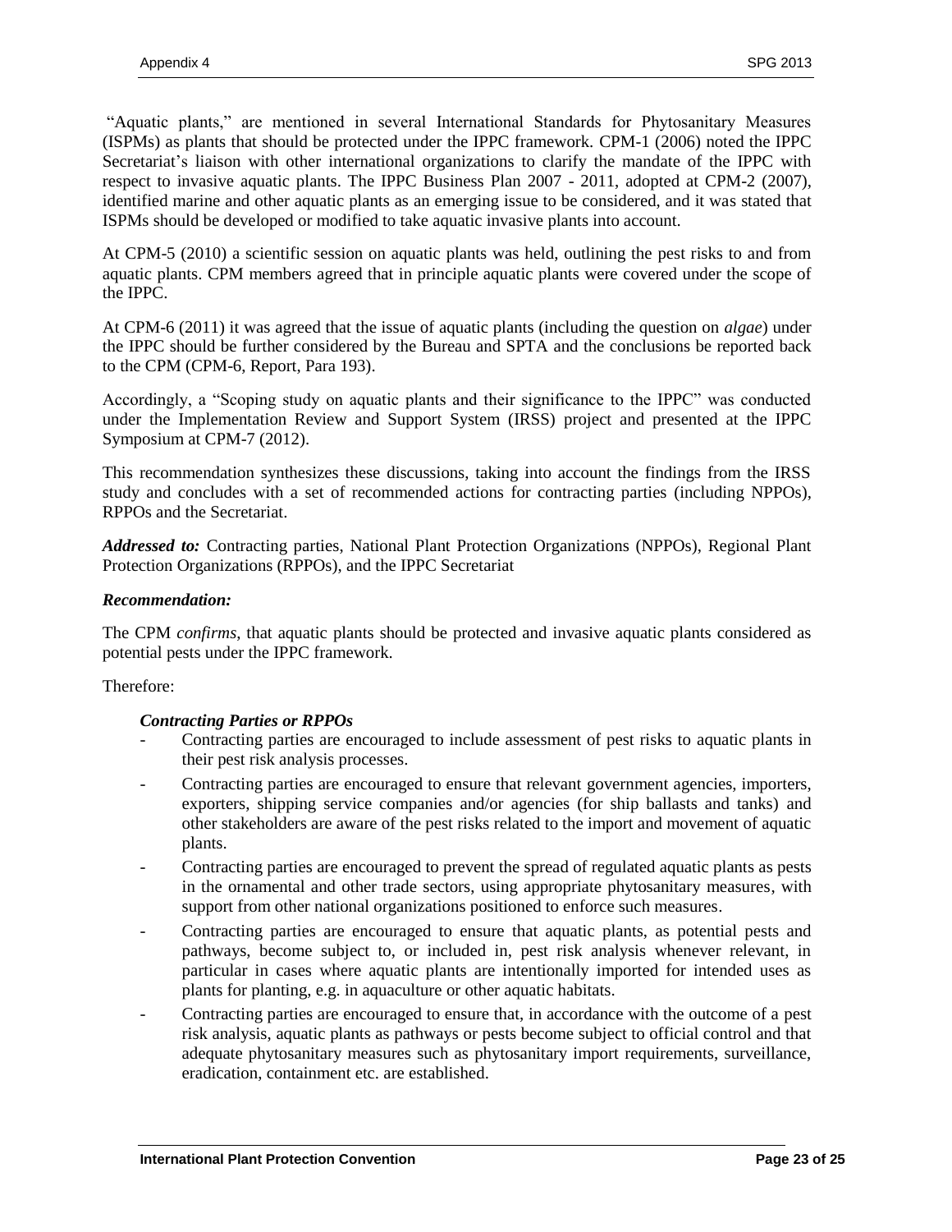"Aquatic plants," are mentioned in several International Standards for Phytosanitary Measures (ISPMs) as plants that should be protected under the IPPC framework. CPM-1 (2006) noted the IPPC Secretariat's liaison with other international organizations to clarify the mandate of the IPPC with respect to invasive aquatic plants. The IPPC Business Plan 2007 - 2011, adopted at CPM-2 (2007), identified marine and other aquatic plants as an emerging issue to be considered, and it was stated that ISPMs should be developed or modified to take aquatic invasive plants into account.

At CPM-5 (2010) a scientific session on aquatic plants was held, outlining the pest risks to and from aquatic plants. CPM members agreed that in principle aquatic plants were covered under the scope of the IPPC.

At CPM-6 (2011) it was agreed that the issue of aquatic plants (including the question on *algae*) under the IPPC should be further considered by the Bureau and SPTA and the conclusions be reported back to the CPM (CPM-6, Report, Para 193).

Accordingly, a "Scoping study on aquatic plants and their significance to the IPPC" was conducted under the Implementation Review and Support System (IRSS) project and presented at the IPPC Symposium at CPM-7 (2012).

This recommendation synthesizes these discussions, taking into account the findings from the IRSS study and concludes with a set of recommended actions for contracting parties (including NPPOs), RPPOs and the Secretariat.

***Addressed to:*** Contracting parties, National Plant Protection Organizations (NPPOs), Regional Plant Protection Organizations (RPPOs), and the IPPC Secretariat

***Recommendation:***

The CPM *confirms*, that aquatic plants should be protected and invasive aquatic plants considered as potential pests under the IPPC framework.

Therefore:

***Contracting Parties or RPPOs***

- Contracting parties are encouraged to include assessment of pest risks to aquatic plants in their pest risk analysis processes.
- Contracting parties are encouraged to ensure that relevant government agencies, importers, exporters, shipping service companies and/or agencies (for ship ballasts and tanks) and other stakeholders are aware of the pest risks related to the import and movement of aquatic plants.
- Contracting parties are encouraged to prevent the spread of regulated aquatic plants as pests in the ornamental and other trade sectors, using appropriate phytosanitary measures, with support from other national organizations positioned to enforce such measures.
- Contracting parties are encouraged to ensure that aquatic plants, as potential pests and pathways, become subject to, or included in, pest risk analysis whenever relevant, in particular in cases where aquatic plants are intentionally imported for intended uses as plants for planting, e.g. in aquaculture or other aquatic habitats.
- Contracting parties are encouraged to ensure that, in accordance with the outcome of a pest risk analysis, aquatic plants as pathways or pests become subject to official control and that adequate phytosanitary measures such as phytosanitary import requirements, surveillance, eradication, containment etc. are established.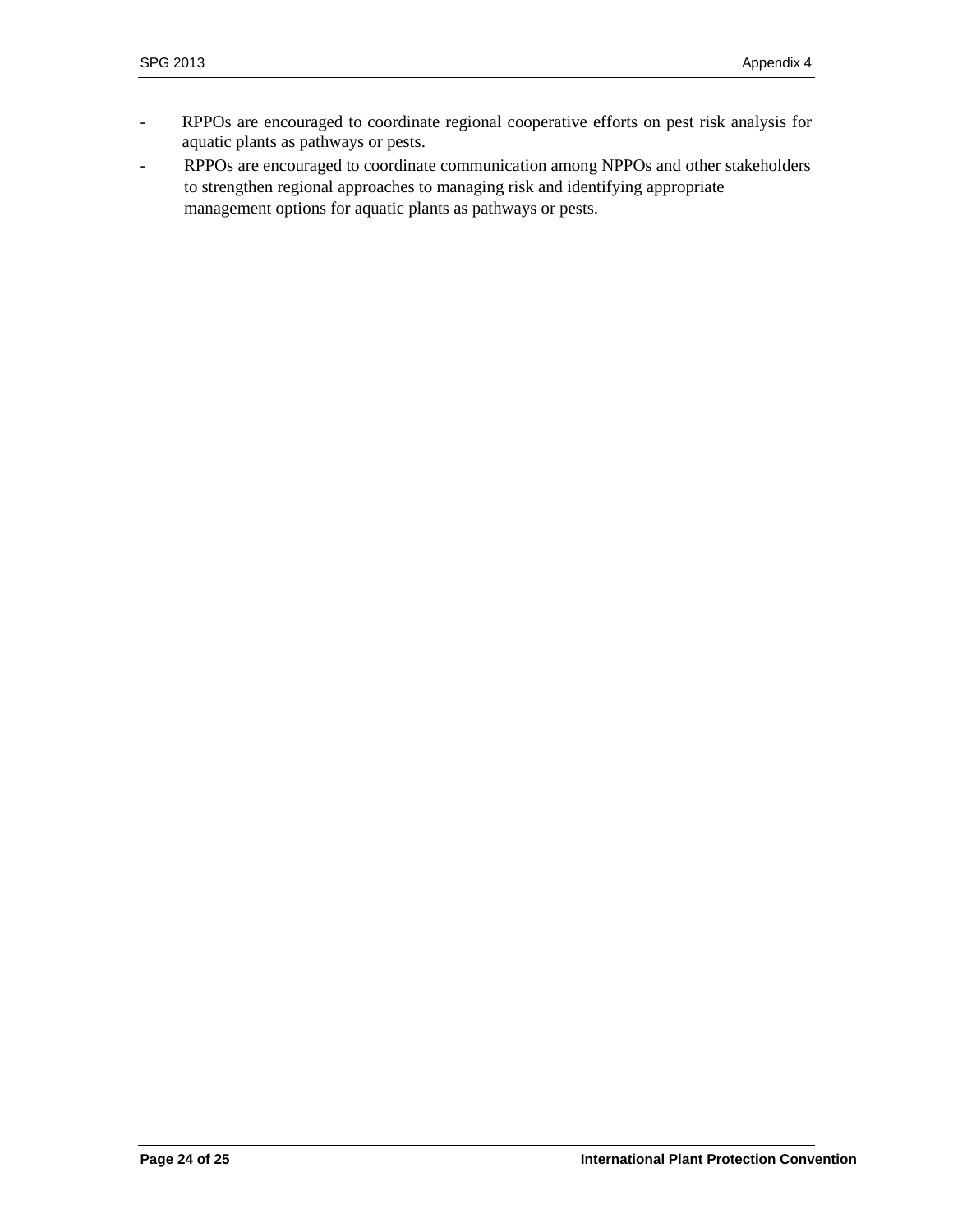- RPPOs are encouraged to coordinate regional cooperative efforts on pest risk analysis for aquatic plants as pathways or pests.
- RPPOs are encouraged to coordinate communication among NPPOs and other stakeholders to strengthen regional approaches to managing risk and identifying appropriate management options for aquatic plants as pathways or pests.